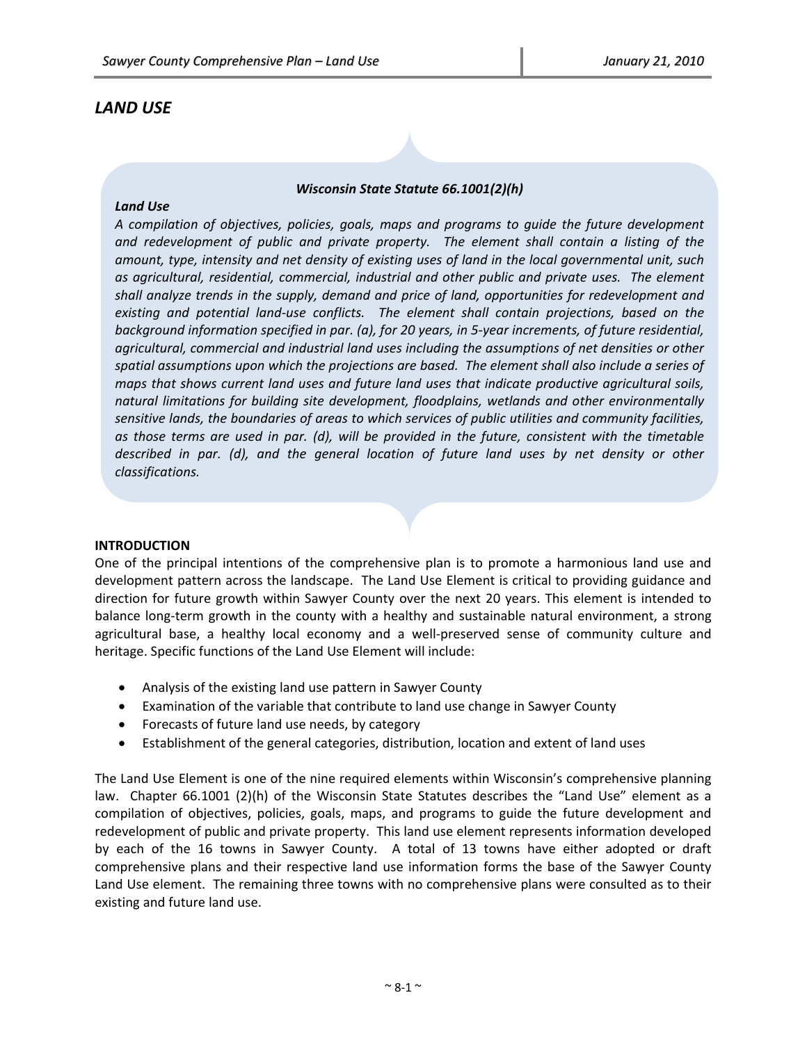# LAND USE

***Wisconsin State Statute 66.1001(2)(h)***

***Land Use***

*A compilation of objectives, policies, goals, maps and programs to guide the future development and redevelopment of public and private property. The element shall contain a listing of the amount, type, intensity and net density of existing uses of land in the local governmental unit, such as agricultural, residential, commercial, industrial and other public and private uses. The element shall analyze trends in the supply, demand and price of land, opportunities for redevelopment and existing and potential land-use conflicts. The element shall contain projections, based on the background information specified in par. (a), for 20 years, in 5-year increments, of future residential, agricultural, commercial and industrial land uses including the assumptions of net densities or other spatial assumptions upon which the projections are based. The element shall also include a series of maps that shows current land uses and future land uses that indicate productive agricultural soils, natural limitations for building site development, floodplains, wetlands and other environmentally sensitive lands, the boundaries of areas to which services of public utilities and community facilities, as those terms are used in par. (d), will be provided in the future, consistent with the timetable described in par. (d), and the general location of future land uses by net density or other classifications.*

## INTRODUCTION

One of the principal intentions of the comprehensive plan is to promote a harmonious land use and development pattern across the landscape. The Land Use Element is critical to providing guidance and direction for future growth within Sawyer County over the next 20 years. This element is intended to balance long-term growth in the county with a healthy and sustainable natural environment, a strong agricultural base, a healthy local economy and a well-preserved sense of community culture and heritage. Specific functions of the Land Use Element will include:

- Analysis of the existing land use pattern in Sawyer County
- Examination of the variable that contribute to land use change in Sawyer County
- Forecasts of future land use needs, by category
- Establishment of the general categories, distribution, location and extent of land uses

The Land Use Element is one of the nine required elements within Wisconsin's comprehensive planning law. Chapter 66.1001 (2)(h) of the Wisconsin State Statutes describes the "Land Use" element as a compilation of objectives, policies, goals, maps, and programs to guide the future development and redevelopment of public and private property. This land use element represents information developed by each of the 16 towns in Sawyer County. A total of 13 towns have either adopted or draft comprehensive plans and their respective land use information forms the base of the Sawyer County Land Use element. The remaining three towns with no comprehensive plans were consulted as to their existing and future land use.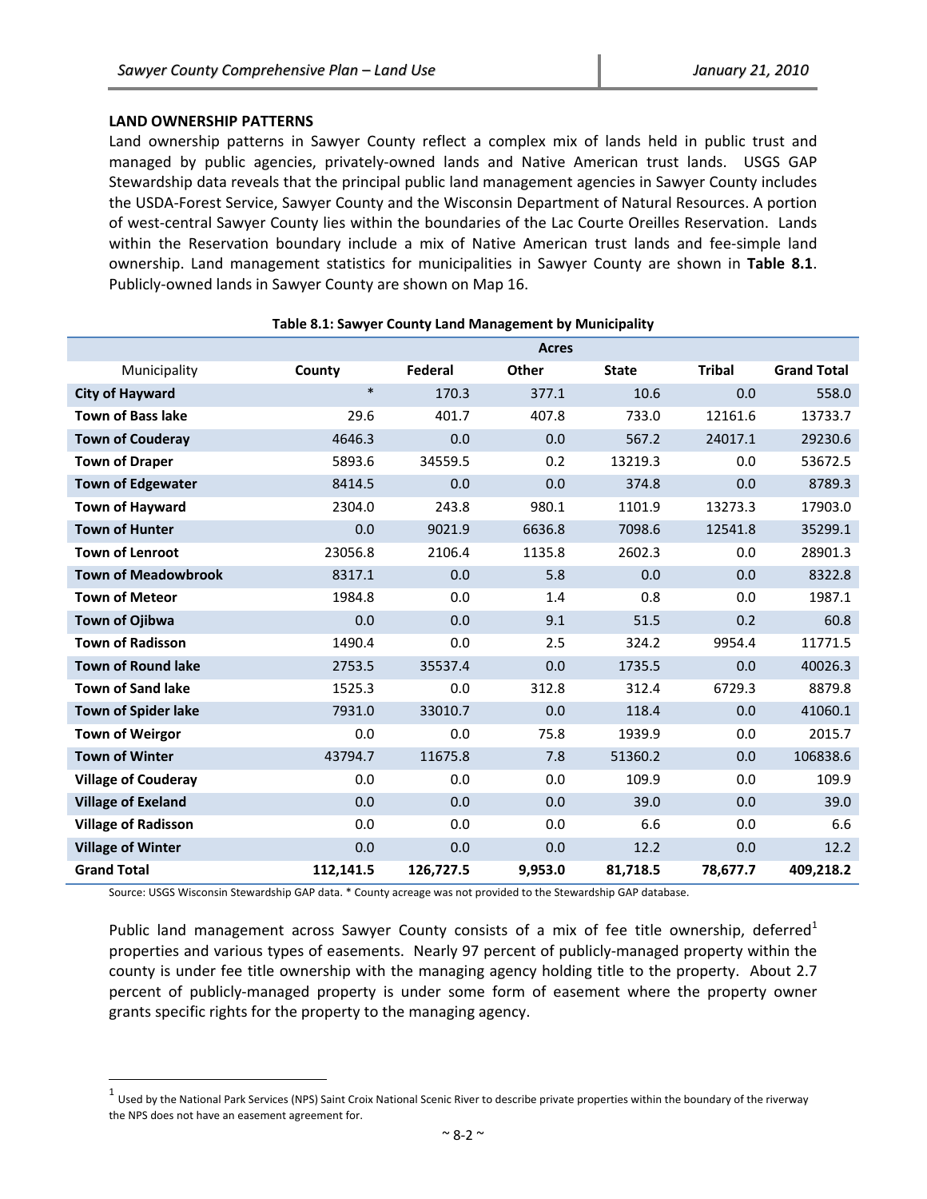## LAND OWNERSHIP PATTERNS

Land ownership patterns in Sawyer County reflect a complex mix of lands held in public trust and managed by public agencies, privately-owned lands and Native American trust lands. USGS GAP Stewardship data reveals that the principal public land management agencies in Sawyer County includes the USDA-Forest Service, Sawyer County and the Wisconsin Department of Natural Resources. A portion of west-central Sawyer County lies within the boundaries of the Lac Courte Oreilles Reservation. Lands within the Reservation boundary include a mix of Native American trust lands and fee-simple land ownership. Land management statistics for municipalities in Sawyer County are shown in **Table 8.1**. Publicly-owned lands in Sawyer County are shown on Map 16.

**Table 8.1: Sawyer County Land Management by Municipality**

| | Acres | | | | | |
|---|---|---|---|---|---|---|
| Municipality | **County** | **Federal** | **Other** | **State** | **Tribal** | **Grand Total** |
| **City of Hayward** | * | 170.3 | 377.1 | 10.6 | 0.0 | 558.0 |
| **Town of Bass lake** | 29.6 | 401.7 | 407.8 | 733.0 | 12161.6 | 13733.7 |
| **Town of Couderay** | 4646.3 | 0.0 | 0.0 | 567.2 | 24017.1 | 29230.6 |
| **Town of Draper** | 5893.6 | 34559.5 | 0.2 | 13219.3 | 0.0 | 53672.5 |
| **Town of Edgewater** | 8414.5 | 0.0 | 0.0 | 374.8 | 0.0 | 8789.3 |
| **Town of Hayward** | 2304.0 | 243.8 | 980.1 | 1101.9 | 13273.3 | 17903.0 |
| **Town of Hunter** | 0.0 | 9021.9 | 6636.8 | 7098.6 | 12541.8 | 35299.1 |
| **Town of Lenroot** | 23056.8 | 2106.4 | 1135.8 | 2602.3 | 0.0 | 28901.3 |
| **Town of Meadowbrook** | 8317.1 | 0.0 | 5.8 | 0.0 | 0.0 | 8322.8 |
| **Town of Meteor** | 1984.8 | 0.0 | 1.4 | 0.8 | 0.0 | 1987.1 |
| **Town of Ojibwa** | 0.0 | 0.0 | 9.1 | 51.5 | 0.2 | 60.8 |
| **Town of Radisson** | 1490.4 | 0.0 | 2.5 | 324.2 | 9954.4 | 11771.5 |
| **Town of Round lake** | 2753.5 | 35537.4 | 0.0 | 1735.5 | 0.0 | 40026.3 |
| **Town of Sand lake** | 1525.3 | 0.0 | 312.8 | 312.4 | 6729.3 | 8879.8 |
| **Town of Spider lake** | 7931.0 | 33010.7 | 0.0 | 118.4 | 0.0 | 41060.1 |
| **Town of Weirgor** | 0.0 | 0.0 | 75.8 | 1939.9 | 0.0 | 2015.7 |
| **Town of Winter** | 43794.7 | 11675.8 | 7.8 | 51360.2 | 0.0 | 106838.6 |
| **Village of Couderay** | 0.0 | 0.0 | 0.0 | 109.9 | 0.0 | 109.9 |
| **Village of Exeland** | 0.0 | 0.0 | 0.0 | 39.0 | 0.0 | 39.0 |
| **Village of Radisson** | 0.0 | 0.0 | 0.0 | 6.6 | 0.0 | 6.6 |
| **Village of Winter** | 0.0 | 0.0 | 0.0 | 12.2 | 0.0 | 12.2 |
| **Grand Total** | **112,141.5** | **126,727.5** | **9,953.0** | **81,718.5** | **78,677.7** | **409,218.2** |

Source: USGS Wisconsin Stewardship GAP data. * County acreage was not provided to the Stewardship GAP database.

Public land management across Sawyer County consists of a mix of fee title ownership, deferred[1] properties and various types of easements. Nearly 97 percent of publicly-managed property within the county is under fee title ownership with the managing agency holding title to the property. About 2.7 percent of publicly-managed property is under some form of easement where the property owner grants specific rights for the property to the managing agency.

[1] Used by the National Park Services (NPS) Saint Croix National Scenic River to describe private properties within the boundary of the riverway the NPS does not have an easement agreement for.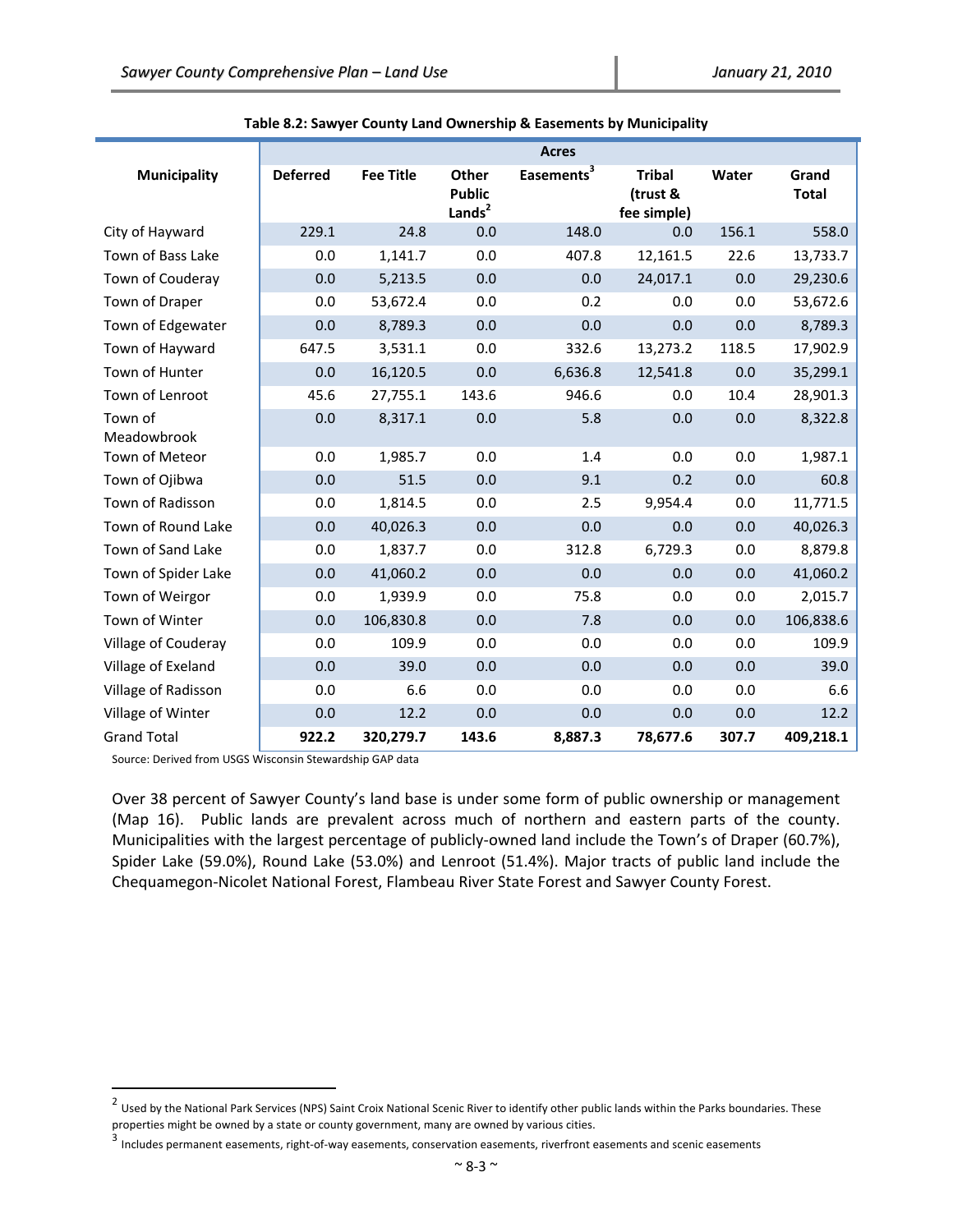**Table 8.2: Sawyer County Land Ownership & Easements by Municipality**

| Municipality | Acres | | | | | | |
|---|---|---|---|---|---|---|---|
| | Deferred | Fee Title | Other Public Lands[2] | Easements[3] | Tribal (trust & fee simple) | Water | Grand Total |
| City of Hayward | 229.1 | 24.8 | 0.0 | 148.0 | 0.0 | 156.1 | 558.0 |
| Town of Bass Lake | 0.0 | 1,141.7 | 0.0 | 407.8 | 12,161.5 | 22.6 | 13,733.7 |
| Town of Couderay | 0.0 | 5,213.5 | 0.0 | 0.0 | 24,017.1 | 0.0 | 29,230.6 |
| Town of Draper | 0.0 | 53,672.4 | 0.0 | 0.2 | 0.0 | 0.0 | 53,672.6 |
| Town of Edgewater | 0.0 | 8,789.3 | 0.0 | 0.0 | 0.0 | 0.0 | 8,789.3 |
| Town of Hayward | 647.5 | 3,531.1 | 0.0 | 332.6 | 13,273.2 | 118.5 | 17,902.9 |
| Town of Hunter | 0.0 | 16,120.5 | 0.0 | 6,636.8 | 12,541.8 | 0.0 | 35,299.1 |
| Town of Lenroot | 45.6 | 27,755.1 | 143.6 | 946.6 | 0.0 | 10.4 | 28,901.3 |
| Town of Meadowbrook | 0.0 | 8,317.1 | 0.0 | 5.8 | 0.0 | 0.0 | 8,322.8 |
| Town of Meteor | 0.0 | 1,985.7 | 0.0 | 1.4 | 0.0 | 0.0 | 1,987.1 |
| Town of Ojibwa | 0.0 | 51.5 | 0.0 | 9.1 | 0.2 | 0.0 | 60.8 |
| Town of Radisson | 0.0 | 1,814.5 | 0.0 | 2.5 | 9,954.4 | 0.0 | 11,771.5 |
| Town of Round Lake | 0.0 | 40,026.3 | 0.0 | 0.0 | 0.0 | 0.0 | 40,026.3 |
| Town of Sand Lake | 0.0 | 1,837.7 | 0.0 | 312.8 | 6,729.3 | 0.0 | 8,879.8 |
| Town of Spider Lake | 0.0 | 41,060.2 | 0.0 | 0.0 | 0.0 | 0.0 | 41,060.2 |
| Town of Weirgor | 0.0 | 1,939.9 | 0.0 | 75.8 | 0.0 | 0.0 | 2,015.7 |
| Town of Winter | 0.0 | 106,830.8 | 0.0 | 7.8 | 0.0 | 0.0 | 106,838.6 |
| Village of Couderay | 0.0 | 109.9 | 0.0 | 0.0 | 0.0 | 0.0 | 109.9 |
| Village of Exeland | 0.0 | 39.0 | 0.0 | 0.0 | 0.0 | 0.0 | 39.0 |
| Village of Radisson | 0.0 | 6.6 | 0.0 | 0.0 | 0.0 | 0.0 | 6.6 |
| Village of Winter | 0.0 | 12.2 | 0.0 | 0.0 | 0.0 | 0.0 | 12.2 |
| Grand Total | **922.2** | **320,279.7** | **143.6** | **8,887.3** | **78,677.6** | **307.7** | **409,218.1** |

Source: Derived from USGS Wisconsin Stewardship GAP data

Over 38 percent of Sawyer County's land base is under some form of public ownership or management (Map 16). Public lands are prevalent across much of northern and eastern parts of the county. Municipalities with the largest percentage of publicly-owned land include the Town's of Draper (60.7%), Spider Lake (59.0%), Round Lake (53.0%) and Lenroot (51.4%). Major tracts of public land include the Chequamegon-Nicolet National Forest, Flambeau River State Forest and Sawyer County Forest.

---

[2] Used by the National Park Services (NPS) Saint Croix National Scenic River to identify other public lands within the Parks boundaries. These properties might be owned by a state or county government, many are owned by various cities.

[3] Includes permanent easements, right-of-way easements, conservation easements, riverfront easements and scenic easements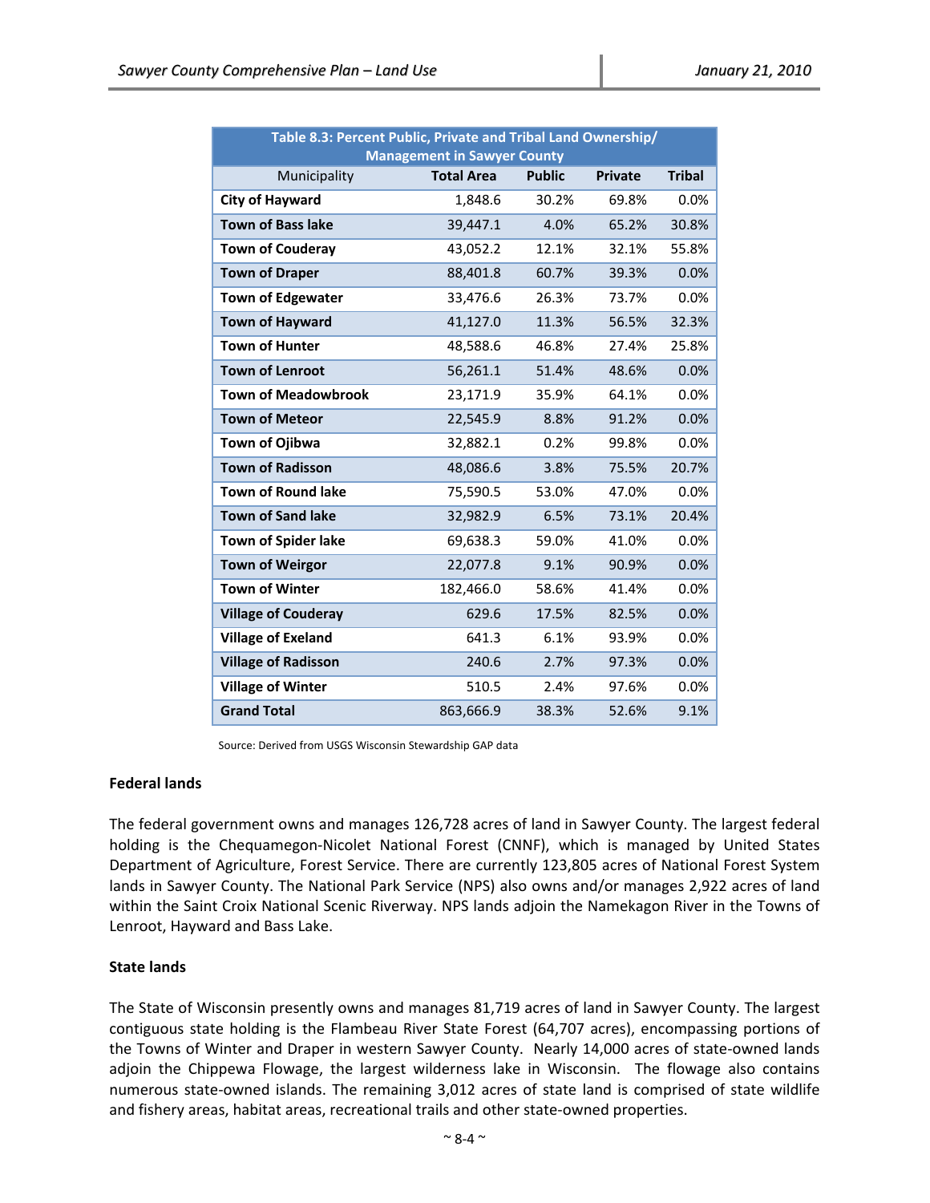| Table 8.3: Percent Public, Private and Tribal Land Ownership/ Management in Sawyer County | | | | |
|---|---|---|---|---|
| Municipality | Total Area | Public | Private | Tribal |
| **City of Hayward** | 1,848.6 | 30.2% | 69.8% | 0.0% |
| **Town of Bass lake** | 39,447.1 | 4.0% | 65.2% | 30.8% |
| **Town of Couderay** | 43,052.2 | 12.1% | 32.1% | 55.8% |
| **Town of Draper** | 88,401.8 | 60.7% | 39.3% | 0.0% |
| **Town of Edgewater** | 33,476.6 | 26.3% | 73.7% | 0.0% |
| **Town of Hayward** | 41,127.0 | 11.3% | 56.5% | 32.3% |
| **Town of Hunter** | 48,588.6 | 46.8% | 27.4% | 25.8% |
| **Town of Lenroot** | 56,261.1 | 51.4% | 48.6% | 0.0% |
| **Town of Meadowbrook** | 23,171.9 | 35.9% | 64.1% | 0.0% |
| **Town of Meteor** | 22,545.9 | 8.8% | 91.2% | 0.0% |
| **Town of Ojibwa** | 32,882.1 | 0.2% | 99.8% | 0.0% |
| **Town of Radisson** | 48,086.6 | 3.8% | 75.5% | 20.7% |
| **Town of Round lake** | 75,590.5 | 53.0% | 47.0% | 0.0% |
| **Town of Sand lake** | 32,982.9 | 6.5% | 73.1% | 20.4% |
| **Town of Spider lake** | 69,638.3 | 59.0% | 41.0% | 0.0% |
| **Town of Weirgor** | 22,077.8 | 9.1% | 90.9% | 0.0% |
| **Town of Winter** | 182,466.0 | 58.6% | 41.4% | 0.0% |
| **Village of Couderay** | 629.6 | 17.5% | 82.5% | 0.0% |
| **Village of Exeland** | 641.3 | 6.1% | 93.9% | 0.0% |
| **Village of Radisson** | 240.6 | 2.7% | 97.3% | 0.0% |
| **Village of Winter** | 510.5 | 2.4% | 97.6% | 0.0% |
| **Grand Total** | 863,666.9 | 38.3% | 52.6% | 9.1% |

Source: Derived from USGS Wisconsin Stewardship GAP data

**Federal lands**

The federal government owns and manages 126,728 acres of land in Sawyer County. The largest federal holding is the Chequamegon-Nicolet National Forest (CNNF), which is managed by United States Department of Agriculture, Forest Service. There are currently 123,805 acres of National Forest System lands in Sawyer County. The National Park Service (NPS) also owns and/or manages 2,922 acres of land within the Saint Croix National Scenic Riverway. NPS lands adjoin the Namekagon River in the Towns of Lenroot, Hayward and Bass Lake.

**State lands**

The State of Wisconsin presently owns and manages 81,719 acres of land in Sawyer County. The largest contiguous state holding is the Flambeau River State Forest (64,707 acres), encompassing portions of the Towns of Winter and Draper in western Sawyer County. Nearly 14,000 acres of state-owned lands adjoin the Chippewa Flowage, the largest wilderness lake in Wisconsin. The flowage also contains numerous state-owned islands. The remaining 3,012 acres of state land is comprised of state wildlife and fishery areas, habitat areas, recreational trails and other state-owned properties.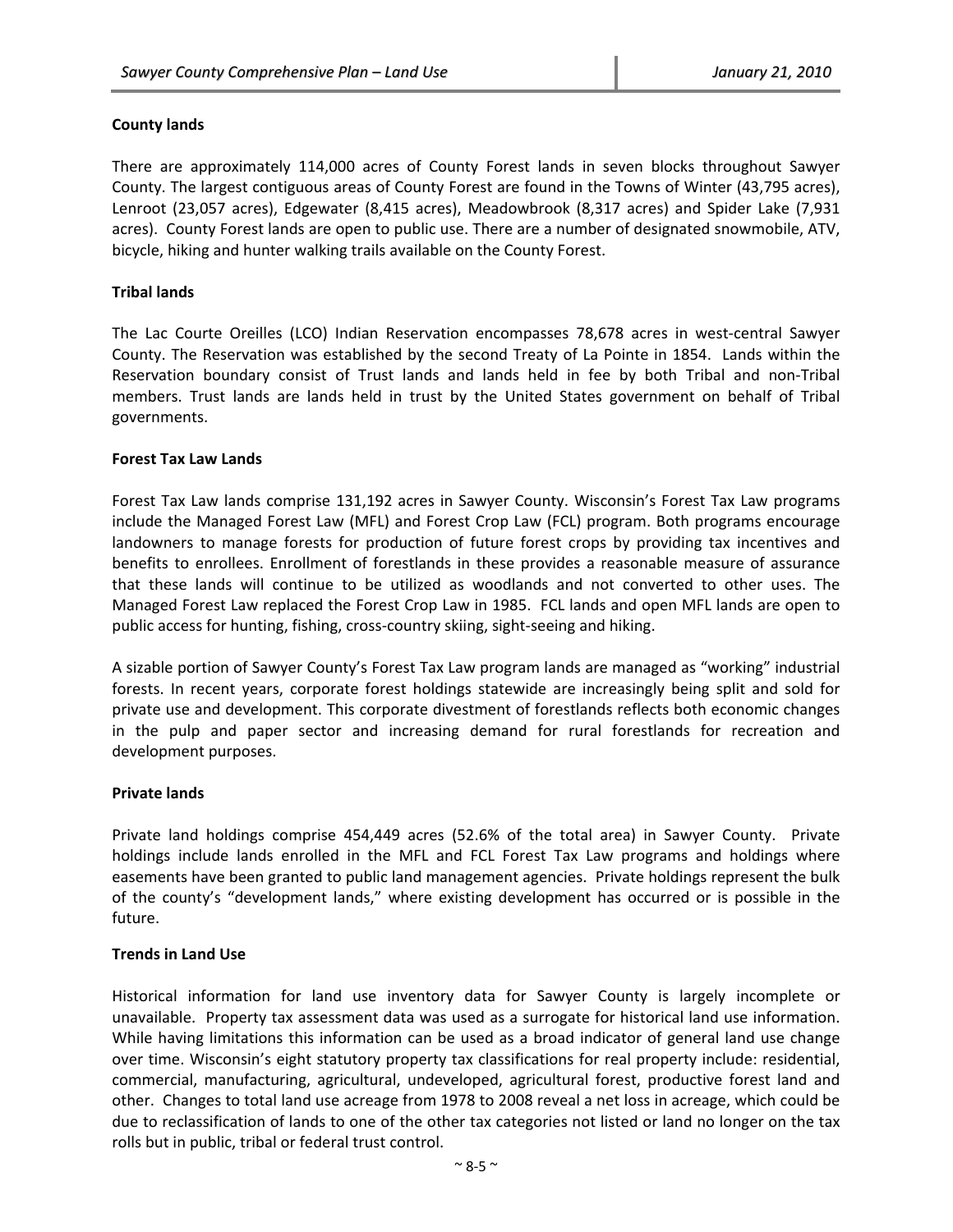### County lands

There are approximately 114,000 acres of County Forest lands in seven blocks throughout Sawyer County. The largest contiguous areas of County Forest are found in the Towns of Winter (43,795 acres), Lenroot (23,057 acres), Edgewater (8,415 acres), Meadowbrook (8,317 acres) and Spider Lake (7,931 acres). County Forest lands are open to public use. There are a number of designated snowmobile, ATV, bicycle, hiking and hunter walking trails available on the County Forest.

### Tribal lands

The Lac Courte Oreilles (LCO) Indian Reservation encompasses 78,678 acres in west-central Sawyer County. The Reservation was established by the second Treaty of La Pointe in 1854. Lands within the Reservation boundary consist of Trust lands and lands held in fee by both Tribal and non-Tribal members. Trust lands are lands held in trust by the United States government on behalf of Tribal governments.

### Forest Tax Law Lands

Forest Tax Law lands comprise 131,192 acres in Sawyer County. Wisconsin's Forest Tax Law programs include the Managed Forest Law (MFL) and Forest Crop Law (FCL) program. Both programs encourage landowners to manage forests for production of future forest crops by providing tax incentives and benefits to enrollees. Enrollment of forestlands in these provides a reasonable measure of assurance that these lands will continue to be utilized as woodlands and not converted to other uses. The Managed Forest Law replaced the Forest Crop Law in 1985. FCL lands and open MFL lands are open to public access for hunting, fishing, cross-country skiing, sight-seeing and hiking.

A sizable portion of Sawyer County's Forest Tax Law program lands are managed as "working" industrial forests. In recent years, corporate forest holdings statewide are increasingly being split and sold for private use and development. This corporate divestment of forestlands reflects both economic changes in the pulp and paper sector and increasing demand for rural forestlands for recreation and development purposes.

### Private lands

Private land holdings comprise 454,449 acres (52.6% of the total area) in Sawyer County. Private holdings include lands enrolled in the MFL and FCL Forest Tax Law programs and holdings where easements have been granted to public land management agencies. Private holdings represent the bulk of the county's "development lands," where existing development has occurred or is possible in the future.

### Trends in Land Use

Historical information for land use inventory data for Sawyer County is largely incomplete or unavailable. Property tax assessment data was used as a surrogate for historical land use information. While having limitations this information can be used as a broad indicator of general land use change over time. Wisconsin's eight statutory property tax classifications for real property include: residential, commercial, manufacturing, agricultural, undeveloped, agricultural forest, productive forest land and other. Changes to total land use acreage from 1978 to 2008 reveal a net loss in acreage, which could be due to reclassification of lands to one of the other tax categories not listed or land no longer on the tax rolls but in public, tribal or federal trust control.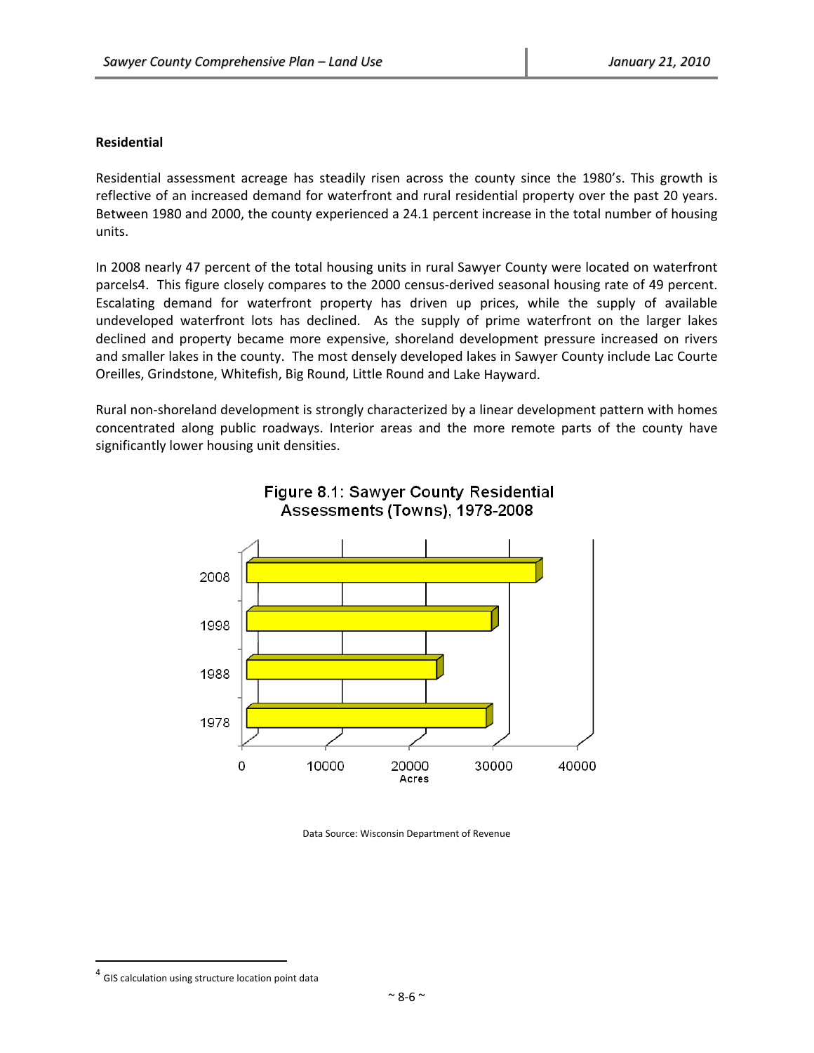### Residential

Residential assessment acreage has steadily risen across the county since the 1980's. This growth is reflective of an increased demand for waterfront and rural residential property over the past 20 years. Between 1980 and 2000, the county experienced a 24.1 percent increase in the total number of housing units.

In 2008 nearly 47 percent of the total housing units in rural Sawyer County were located on waterfront parcels[4]. This figure closely compares to the 2000 census-derived seasonal housing rate of 49 percent. Escalating demand for waterfront property has driven up prices, while the supply of available undeveloped waterfront lots has declined. As the supply of prime waterfront on the larger lakes declined and property became more expensive, shoreland development pressure increased on rivers and smaller lakes in the county. The most densely developed lakes in Sawyer County include Lac Courte Oreilles, Grindstone, Whitefish, Big Round, Little Round and Lake Hayward.

Rural non-shoreland development is strongly characterized by a linear development pattern with homes concentrated along public roadways. Interior areas and the more remote parts of the county have significantly lower housing unit densities.

**Figure 8.1: Sawyer County Residential Assessments (Towns), 1978-2008**

Data Source: Wisconsin Department of Revenue

---

[4] GIS calculation using structure location point data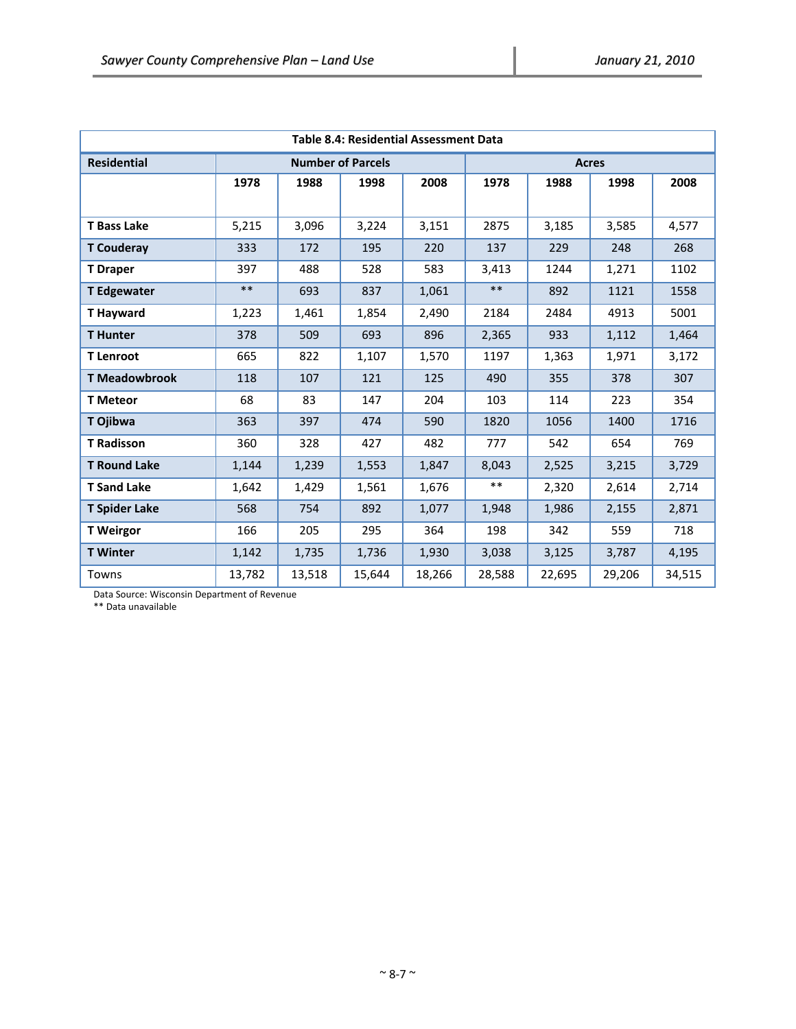| Table 8.4: Residential Assessment Data | | | | | | | | |
|---|---|---|---|---|---|---|---|---|
| **Residential** | **Number of Parcels** | | | | **Acres** | | | |
| | **1978** | **1988** | **1998** | **2008** | **1978** | **1988** | **1998** | **2008** |
| **T Bass Lake** | 5,215 | 3,096 | 3,224 | 3,151 | 2875 | 3,185 | 3,585 | 4,577 |
| **T Couderay** | 333 | 172 | 195 | 220 | 137 | 229 | 248 | 268 |
| **T Draper** | 397 | 488 | 528 | 583 | 3,413 | 1244 | 1,271 | 1102 |
| **T Edgewater** | ** | 693 | 837 | 1,061 | ** | 892 | 1121 | 1558 |
| **T Hayward** | 1,223 | 1,461 | 1,854 | 2,490 | 2184 | 2484 | 4913 | 5001 |
| **T Hunter** | 378 | 509 | 693 | 896 | 2,365 | 933 | 1,112 | 1,464 |
| **T Lenroot** | 665 | 822 | 1,107 | 1,570 | 1197 | 1,363 | 1,971 | 3,172 |
| **T Meadowbrook** | 118 | 107 | 121 | 125 | 490 | 355 | 378 | 307 |
| **T Meteor** | 68 | 83 | 147 | 204 | 103 | 114 | 223 | 354 |
| **T Ojibwa** | 363 | 397 | 474 | 590 | 1820 | 1056 | 1400 | 1716 |
| **T Radisson** | 360 | 328 | 427 | 482 | 777 | 542 | 654 | 769 |
| **T Round Lake** | 1,144 | 1,239 | 1,553 | 1,847 | 8,043 | 2,525 | 3,215 | 3,729 |
| **T Sand Lake** | 1,642 | 1,429 | 1,561 | 1,676 | ** | 2,320 | 2,614 | 2,714 |
| **T Spider Lake** | 568 | 754 | 892 | 1,077 | 1,948 | 1,986 | 2,155 | 2,871 |
| **T Weirgor** | 166 | 205 | 295 | 364 | 198 | 342 | 559 | 718 |
| **T Winter** | 1,142 | 1,735 | 1,736 | 1,930 | 3,038 | 3,125 | 3,787 | 4,195 |
| Towns | 13,782 | 13,518 | 15,644 | 18,266 | 28,588 | 22,695 | 29,206 | 34,515 |

Data Source: Wisconsin Department of Revenue
** Data unavailable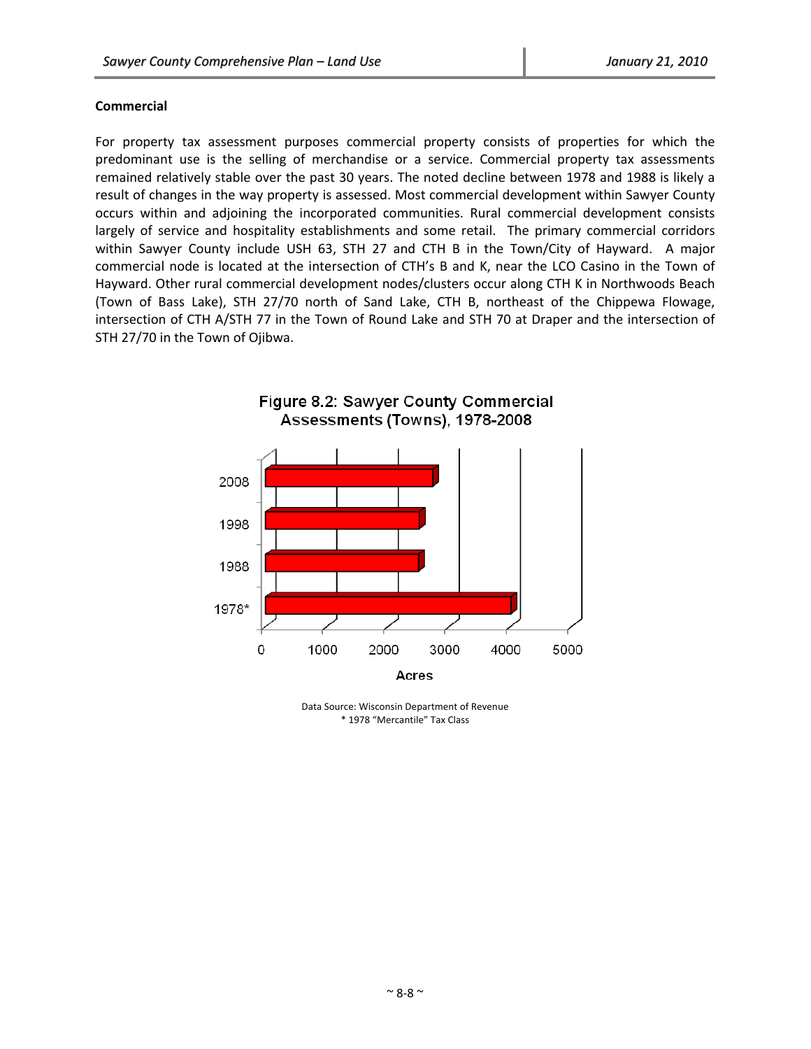### Commercial

For property tax assessment purposes commercial property consists of properties for which the predominant use is the selling of merchandise or a service. Commercial property tax assessments remained relatively stable over the past 30 years. The noted decline between 1978 and 1988 is likely a result of changes in the way property is assessed. Most commercial development within Sawyer County occurs within and adjoining the incorporated communities. Rural commercial development consists largely of service and hospitality establishments and some retail. The primary commercial corridors within Sawyer County include USH 63, STH 27 and CTH B in the Town/City of Hayward. A major commercial node is located at the intersection of CTH's B and K, near the LCO Casino in the Town of Hayward. Other rural commercial development nodes/clusters occur along CTH K in Northwoods Beach (Town of Bass Lake), STH 27/70 north of Sand Lake, CTH B, northeast of the Chippewa Flowage, intersection of CTH A/STH 77 in the Town of Round Lake and STH 70 at Draper and the intersection of STH 27/70 in the Town of Ojibwa.

**Figure 8.2: Sawyer County Commercial Assessments (Towns), 1978-2008**

Data Source: Wisconsin Department of Revenue
* 1978 "Mercantile" Tax Class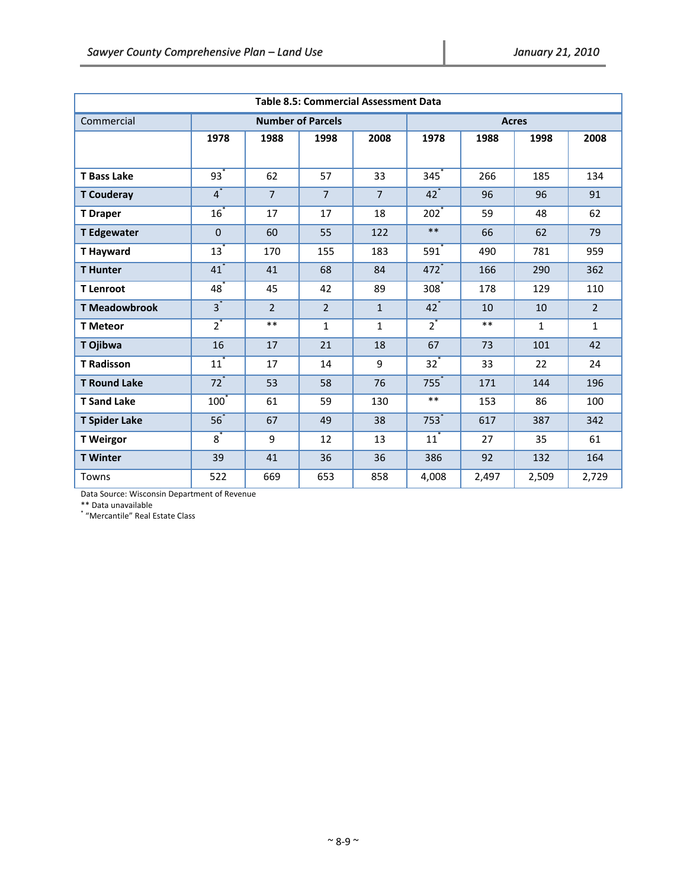| Table 8.5: Commercial Assessment Data | | | | | | | | |
|---|---|---|---|---|---|---|---|---|
| Commercial | Number of Parcels | | | | Acres | | | |
| | 1978 | 1988 | 1998 | 2008 | 1978 | 1988 | 1998 | 2008 |
| **T Bass Lake** | 93* | 62 | 57 | 33 | 345* | 266 | 185 | 134 |
| **T Couderay** | 4* | 7 | 7 | 7 | 42* | 96 | 96 | 91 |
| **T Draper** | 16* | 17 | 17 | 18 | 202* | 59 | 48 | 62 |
| **T Edgewater** | 0 | 60 | 55 | 122 | ** | 66 | 62 | 79 |
| **T Hayward** | 13* | 170 | 155 | 183 | 591* | 490 | 781 | 959 |
| **T Hunter** | 41* | 41 | 68 | 84 | 472* | 166 | 290 | 362 |
| **T Lenroot** | 48* | 45 | 42 | 89 | 308* | 178 | 129 | 110 |
| **T Meadowbrook** | 3* | 2 | 2 | 1 | 42* | 10 | 10 | 2 |
| **T Meteor** | 2* | ** | 1 | 1 | 2* | ** | 1 | 1 |
| **T Ojibwa** | 16 | 17 | 21 | 18 | 67 | 73 | 101 | 42 |
| **T Radisson** | 11* | 17 | 14 | 9 | 32* | 33 | 22 | 24 |
| **T Round Lake** | 72* | 53 | 58 | 76 | 755* | 171 | 144 | 196 |
| **T Sand Lake** | 100* | 61 | 59 | 130 | ** | 153 | 86 | 100 |
| **T Spider Lake** | 56* | 67 | 49 | 38 | 753* | 617 | 387 | 342 |
| **T Weirgor** | 8* | 9 | 12 | 13 | 11* | 27 | 35 | 61 |
| **T Winter** | 39 | 41 | 36 | 36 | 386 | 92 | 132 | 164 |
| Towns | 522 | 669 | 653 | 858 | 4,008 | 2,497 | 2,509 | 2,729 |

Data Source: Wisconsin Department of Revenue
** Data unavailable
* "Mercantile" Real Estate Class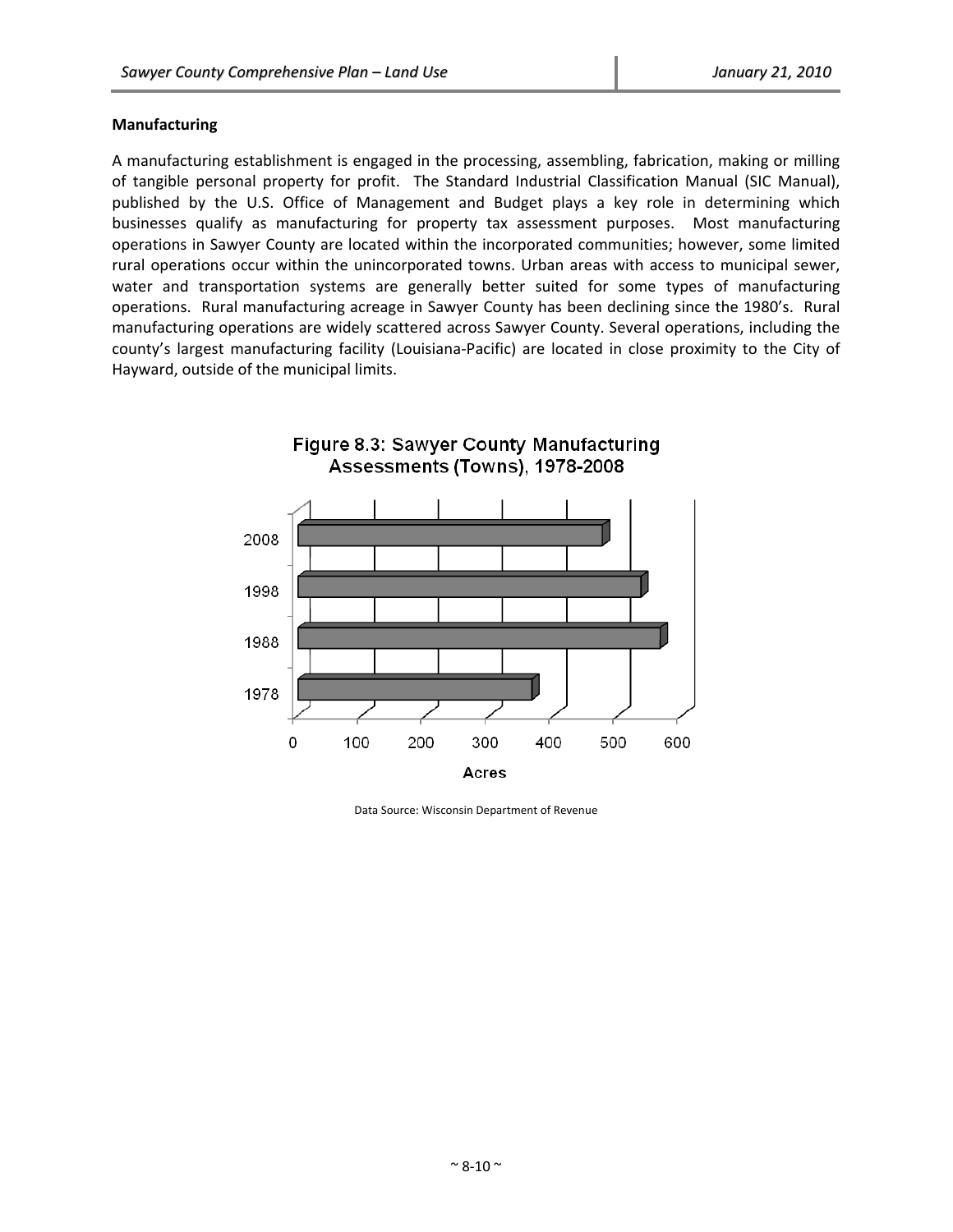## Manufacturing

A manufacturing establishment is engaged in the processing, assembling, fabrication, making or milling of tangible personal property for profit. The Standard Industrial Classification Manual (SIC Manual), published by the U.S. Office of Management and Budget plays a key role in determining which businesses qualify as manufacturing for property tax assessment purposes. Most manufacturing operations in Sawyer County are located within the incorporated communities; however, some limited rural operations occur within the unincorporated towns. Urban areas with access to municipal sewer, water and transportation systems are generally better suited for some types of manufacturing operations. Rural manufacturing acreage in Sawyer County has been declining since the 1980's. Rural manufacturing operations are widely scattered across Sawyer County. Several operations, including the county's largest manufacturing facility (Louisiana-Pacific) are located in close proximity to the City of Hayward, outside of the municipal limits.

**Figure 8.3: Sawyer County Manufacturing Assessments (Towns), 1978-2008**

| Year | Acres (approx.) |
|---|---|
| 2008 | 480 |
| 1998 | 540 |
| 1988 | 570 |
| 1978 | 370 |

Data Source: Wisconsin Department of Revenue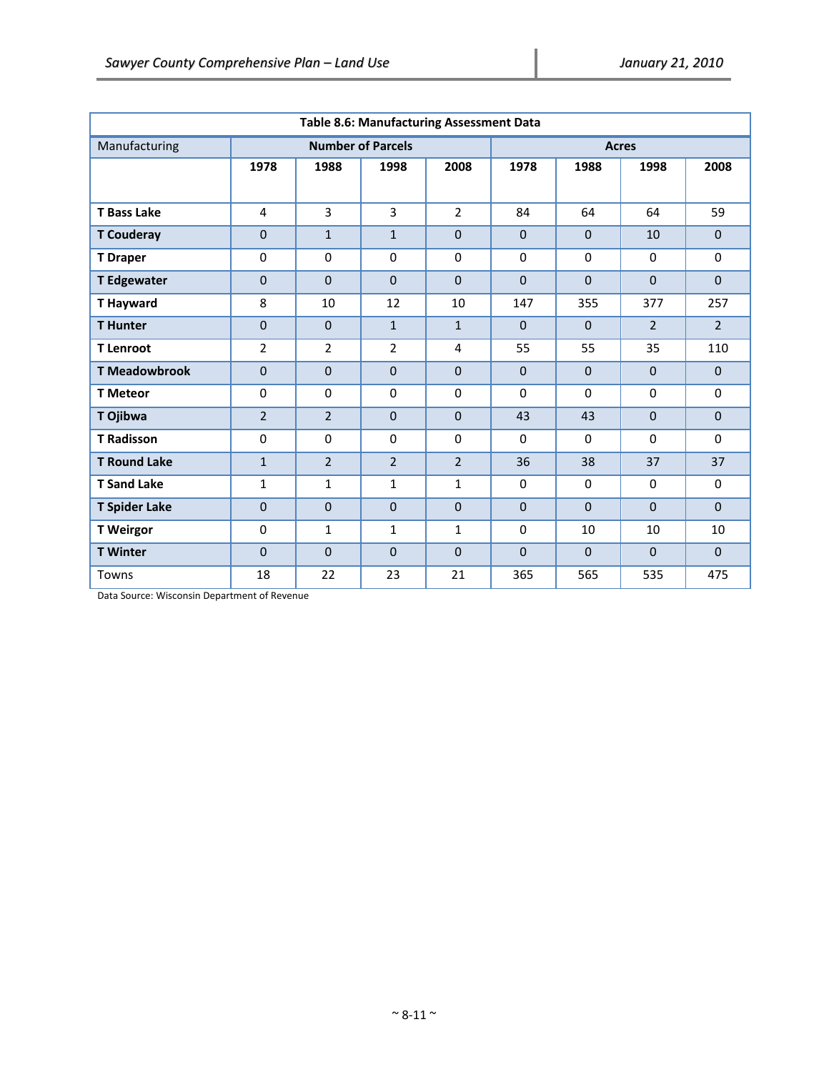| Table 8.6: Manufacturing Assessment Data | | | | | | | | |
|---|---|---|---|---|---|---|---|---|
| Manufacturing | Number of Parcels | | | | Acres | | | |
| | 1978 | 1988 | 1998 | 2008 | 1978 | 1988 | 1998 | 2008 |
| **T Bass Lake** | 4 | 3 | 3 | 2 | 84 | 64 | 64 | 59 |
| **T Couderay** | 0 | 1 | 1 | 0 | 0 | 0 | 10 | 0 |
| **T Draper** | 0 | 0 | 0 | 0 | 0 | 0 | 0 | 0 |
| **T Edgewater** | 0 | 0 | 0 | 0 | 0 | 0 | 0 | 0 |
| **T Hayward** | 8 | 10 | 12 | 10 | 147 | 355 | 377 | 257 |
| **T Hunter** | 0 | 0 | 1 | 1 | 0 | 0 | 2 | 2 |
| **T Lenroot** | 2 | 2 | 2 | 4 | 55 | 55 | 35 | 110 |
| **T Meadowbrook** | 0 | 0 | 0 | 0 | 0 | 0 | 0 | 0 |
| **T Meteor** | 0 | 0 | 0 | 0 | 0 | 0 | 0 | 0 |
| **T Ojibwa** | 2 | 2 | 0 | 0 | 43 | 43 | 0 | 0 |
| **T Radisson** | 0 | 0 | 0 | 0 | 0 | 0 | 0 | 0 |
| **T Round Lake** | 1 | 2 | 2 | 2 | 36 | 38 | 37 | 37 |
| **T Sand Lake** | 1 | 1 | 1 | 1 | 0 | 0 | 0 | 0 |
| **T Spider Lake** | 0 | 0 | 0 | 0 | 0 | 0 | 0 | 0 |
| **T Weirgor** | 0 | 1 | 1 | 1 | 0 | 10 | 10 | 10 |
| **T Winter** | 0 | 0 | 0 | 0 | 0 | 0 | 0 | 0 |
| Towns | 18 | 22 | 23 | 21 | 365 | 565 | 535 | 475 |

Data Source: Wisconsin Department of Revenue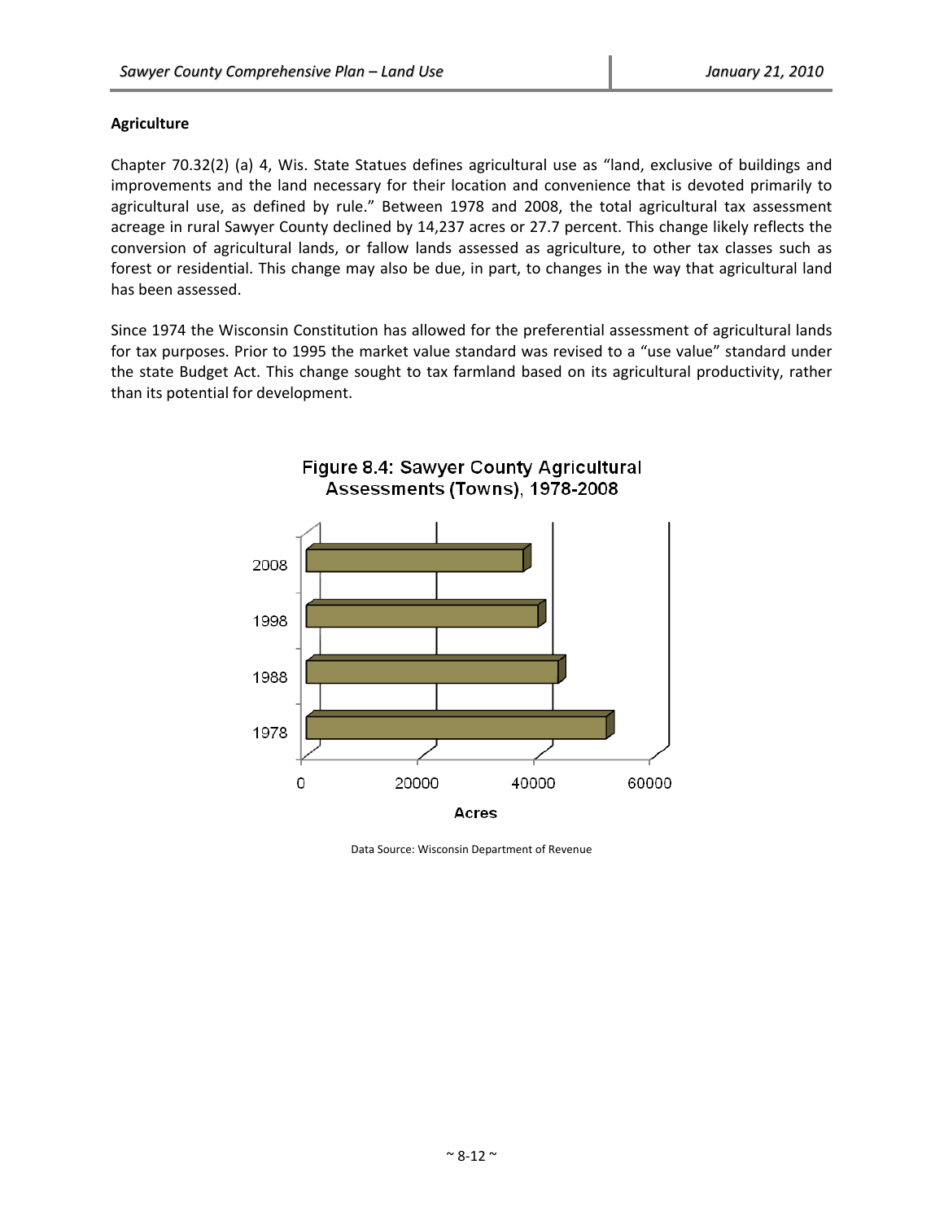### Agriculture

Chapter 70.32(2) (a) 4, Wis. State Statues defines agricultural use as "land, exclusive of buildings and improvements and the land necessary for their location and convenience that is devoted primarily to agricultural use, as defined by rule." Between 1978 and 2008, the total agricultural tax assessment acreage in rural Sawyer County declined by 14,237 acres or 27.7 percent. This change likely reflects the conversion of agricultural lands, or fallow lands assessed as agriculture, to other tax classes such as forest or residential. This change may also be due, in part, to changes in the way that agricultural land has been assessed.

Since 1974 the Wisconsin Constitution has allowed for the preferential assessment of agricultural lands for tax purposes. Prior to 1995 the market value standard was revised to a "use value" standard under the state Budget Act. This change sought to tax farmland based on its agricultural productivity, rather than its potential for development.

Figure 8.4: Sawyer County Agricultural Assessments (Towns), 1978-2008

Data Source: Wisconsin Department of Revenue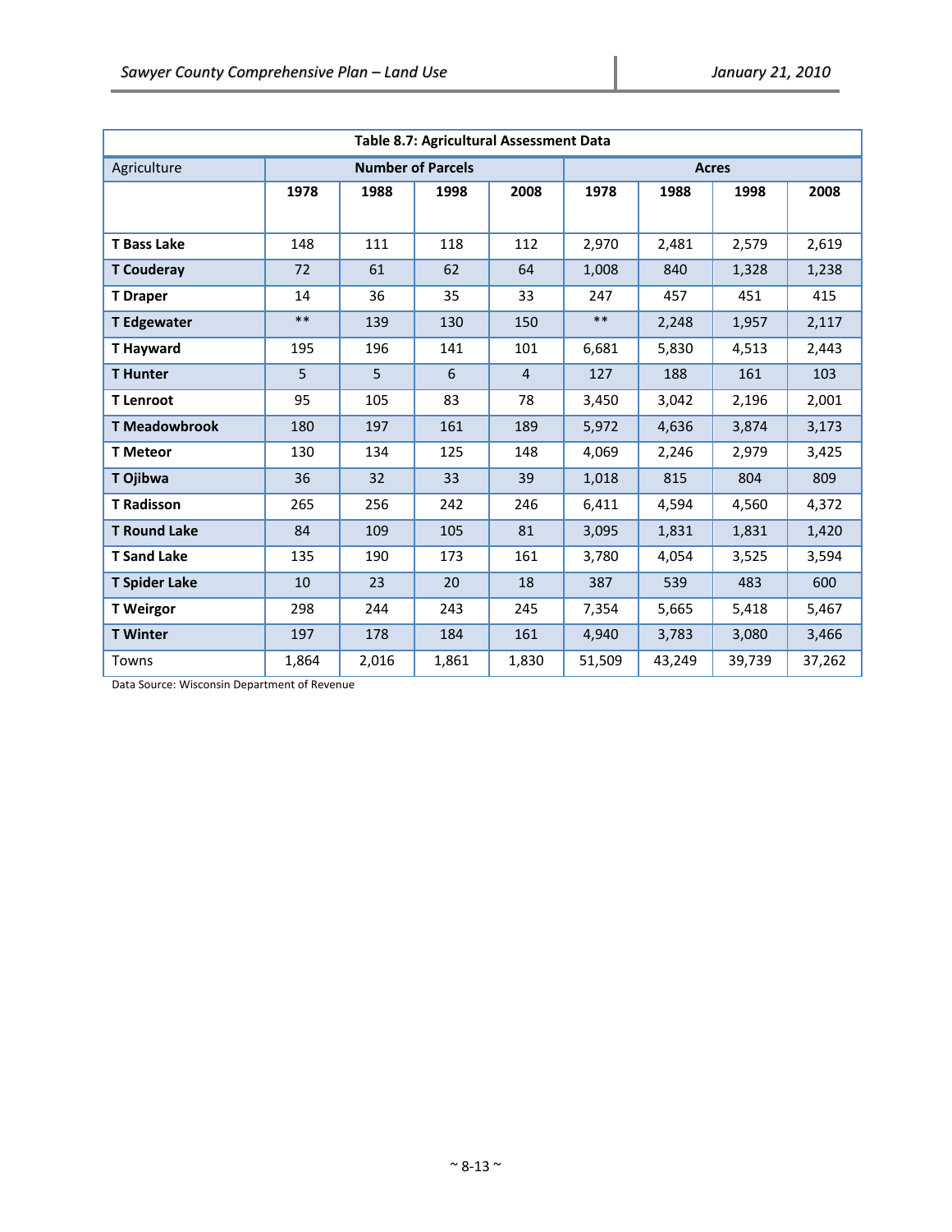**Table 8.7: Agricultural Assessment Data**

| Agriculture | Number of Parcels | | | | Acres | | | |
|---|---|---|---|---|---|---|---|---|
| | 1978 | 1988 | 1998 | 2008 | 1978 | 1988 | 1998 | 2008 |
| **T Bass Lake** | 148 | 111 | 118 | 112 | 2,970 | 2,481 | 2,579 | 2,619 |
| **T Couderay** | 72 | 61 | 62 | 64 | 1,008 | 840 | 1,328 | 1,238 |
| **T Draper** | 14 | 36 | 35 | 33 | 247 | 457 | 451 | 415 |
| **T Edgewater** | ** | 139 | 130 | 150 | ** | 2,248 | 1,957 | 2,117 |
| **T Hayward** | 195 | 196 | 141 | 101 | 6,681 | 5,830 | 4,513 | 2,443 |
| **T Hunter** | 5 | 5 | 6 | 4 | 127 | 188 | 161 | 103 |
| **T Lenroot** | 95 | 105 | 83 | 78 | 3,450 | 3,042 | 2,196 | 2,001 |
| **T Meadowbrook** | 180 | 197 | 161 | 189 | 5,972 | 4,636 | 3,874 | 3,173 |
| **T Meteor** | 130 | 134 | 125 | 148 | 4,069 | 2,246 | 2,979 | 3,425 |
| **T Ojibwa** | 36 | 32 | 33 | 39 | 1,018 | 815 | 804 | 809 |
| **T Radisson** | 265 | 256 | 242 | 246 | 6,411 | 4,594 | 4,560 | 4,372 |
| **T Round Lake** | 84 | 109 | 105 | 81 | 3,095 | 1,831 | 1,831 | 1,420 |
| **T Sand Lake** | 135 | 190 | 173 | 161 | 3,780 | 4,054 | 3,525 | 3,594 |
| **T Spider Lake** | 10 | 23 | 20 | 18 | 387 | 539 | 483 | 600 |
| **T Weirgor** | 298 | 244 | 243 | 245 | 7,354 | 5,665 | 5,418 | 5,467 |
| **T Winter** | 197 | 178 | 184 | 161 | 4,940 | 3,783 | 3,080 | 3,466 |
| Towns | 1,864 | 2,016 | 1,861 | 1,830 | 51,509 | 43,249 | 39,739 | 37,262 |

Data Source: Wisconsin Department of Revenue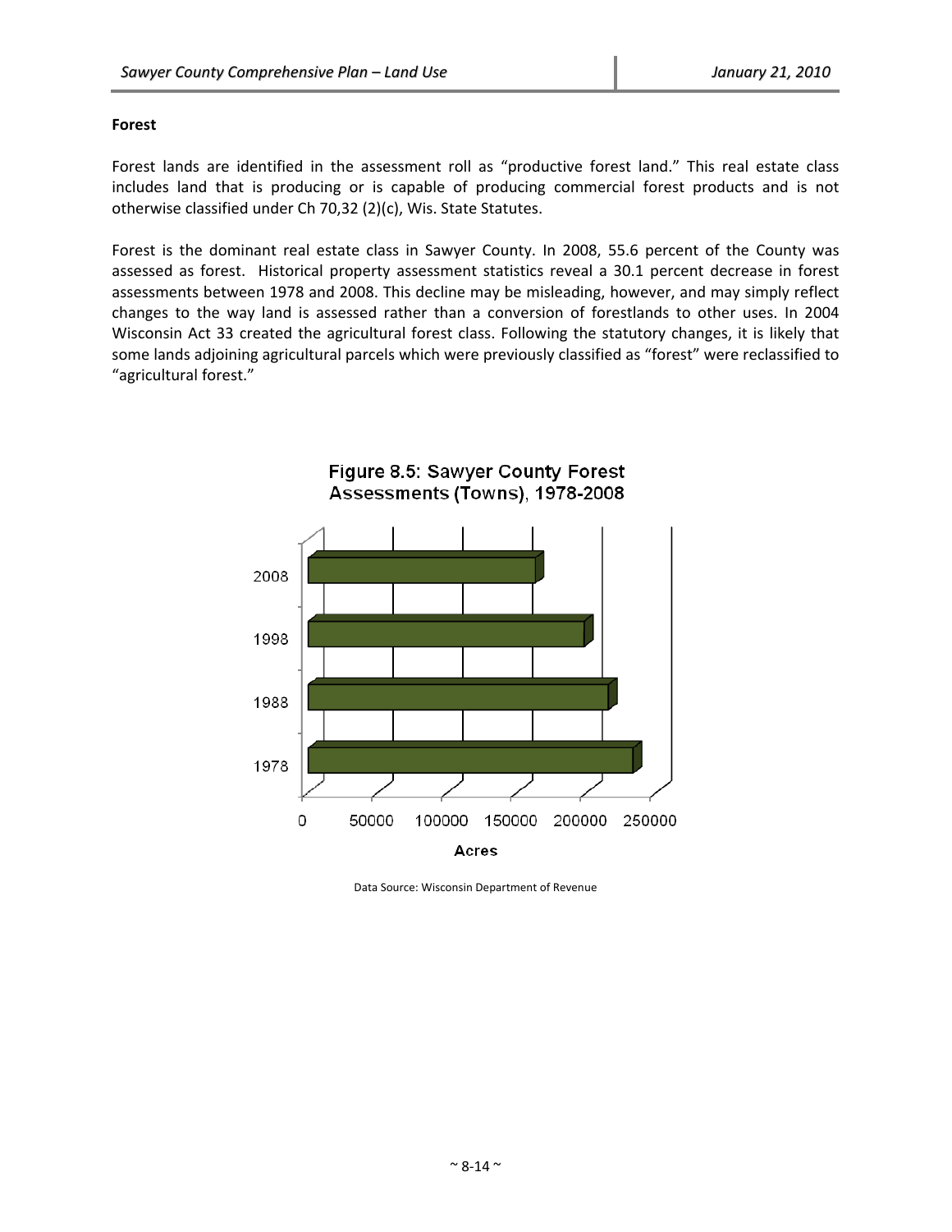## Forest

Forest lands are identified in the assessment roll as "productive forest land." This real estate class includes land that is producing or is capable of producing commercial forest products and is not otherwise classified under Ch 70,32 (2)(c), Wis. State Statutes.

Forest is the dominant real estate class in Sawyer County. In 2008, 55.6 percent of the County was assessed as forest. Historical property assessment statistics reveal a 30.1 percent decrease in forest assessments between 1978 and 2008. This decline may be misleading, however, and may simply reflect changes to the way land is assessed rather than a conversion of forestlands to other uses. In 2004 Wisconsin Act 33 created the agricultural forest class. Following the statutory changes, it is likely that some lands adjoining agricultural parcels which were previously classified as "forest" were reclassified to "agricultural forest."

Figure 8.5: Sawyer County Forest Assessments (Towns), 1978-2008

Data Source: Wisconsin Department of Revenue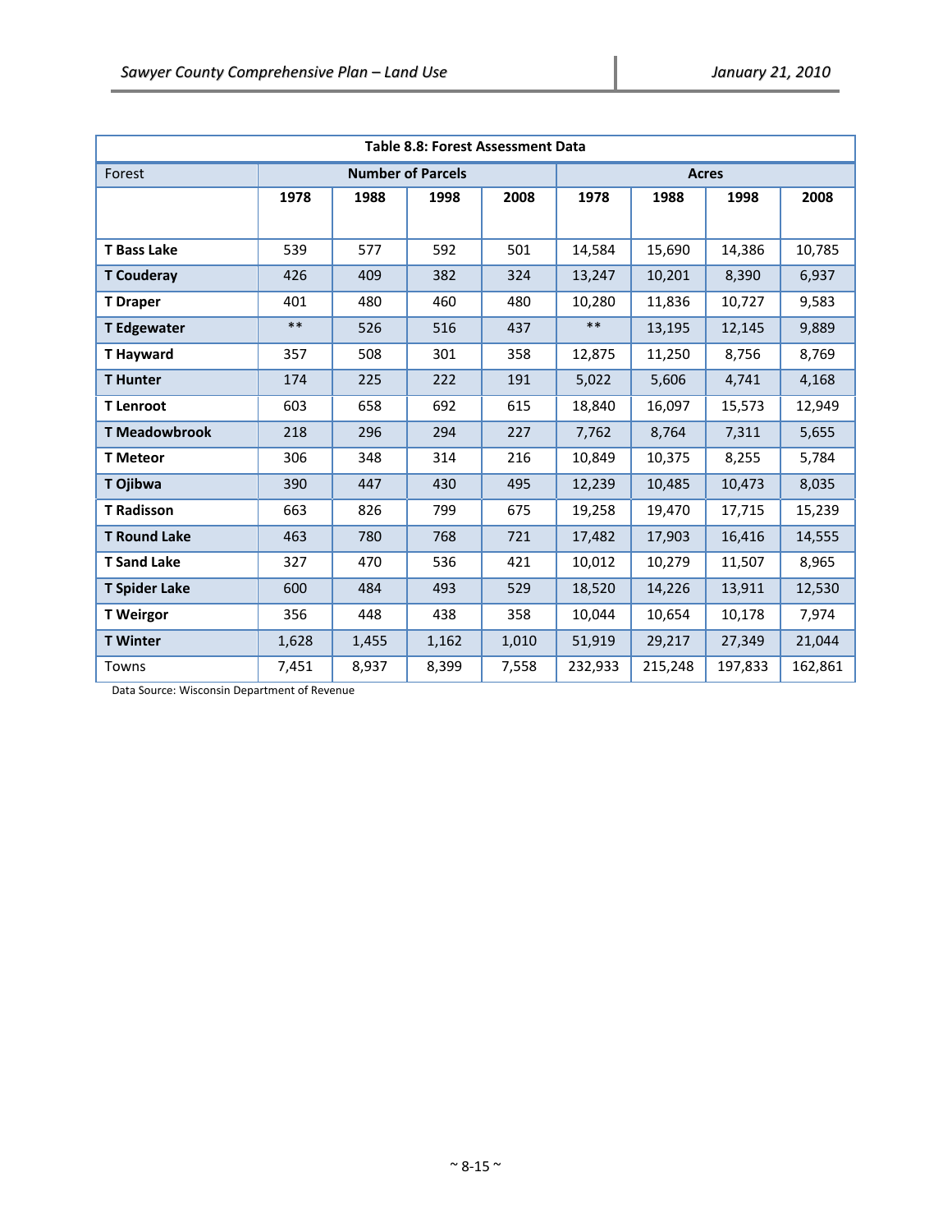**Table 8.8: Forest Assessment Data**

| Forest | Number of Parcels | | | | Acres | | | |
|---|---|---|---|---|---|---|---|---|
| | 1978 | 1988 | 1998 | 2008 | 1978 | 1988 | 1998 | 2008 |
| **T Bass Lake** | 539 | 577 | 592 | 501 | 14,584 | 15,690 | 14,386 | 10,785 |
| **T Couderay** | 426 | 409 | 382 | 324 | 13,247 | 10,201 | 8,390 | 6,937 |
| **T Draper** | 401 | 480 | 460 | 480 | 10,280 | 11,836 | 10,727 | 9,583 |
| **T Edgewater** | ** | 526 | 516 | 437 | ** | 13,195 | 12,145 | 9,889 |
| **T Hayward** | 357 | 508 | 301 | 358 | 12,875 | 11,250 | 8,756 | 8,769 |
| **T Hunter** | 174 | 225 | 222 | 191 | 5,022 | 5,606 | 4,741 | 4,168 |
| **T Lenroot** | 603 | 658 | 692 | 615 | 18,840 | 16,097 | 15,573 | 12,949 |
| **T Meadowbrook** | 218 | 296 | 294 | 227 | 7,762 | 8,764 | 7,311 | 5,655 |
| **T Meteor** | 306 | 348 | 314 | 216 | 10,849 | 10,375 | 8,255 | 5,784 |
| **T Ojibwa** | 390 | 447 | 430 | 495 | 12,239 | 10,485 | 10,473 | 8,035 |
| **T Radisson** | 663 | 826 | 799 | 675 | 19,258 | 19,470 | 17,715 | 15,239 |
| **T Round Lake** | 463 | 780 | 768 | 721 | 17,482 | 17,903 | 16,416 | 14,555 |
| **T Sand Lake** | 327 | 470 | 536 | 421 | 10,012 | 10,279 | 11,507 | 8,965 |
| **T Spider Lake** | 600 | 484 | 493 | 529 | 18,520 | 14,226 | 13,911 | 12,530 |
| **T Weirgor** | 356 | 448 | 438 | 358 | 10,044 | 10,654 | 10,178 | 7,974 |
| **T Winter** | 1,628 | 1,455 | 1,162 | 1,010 | 51,919 | 29,217 | 27,349 | 21,044 |
| Towns | 7,451 | 8,937 | 8,399 | 7,558 | 232,933 | 215,248 | 197,833 | 162,861 |

Data Source: Wisconsin Department of Revenue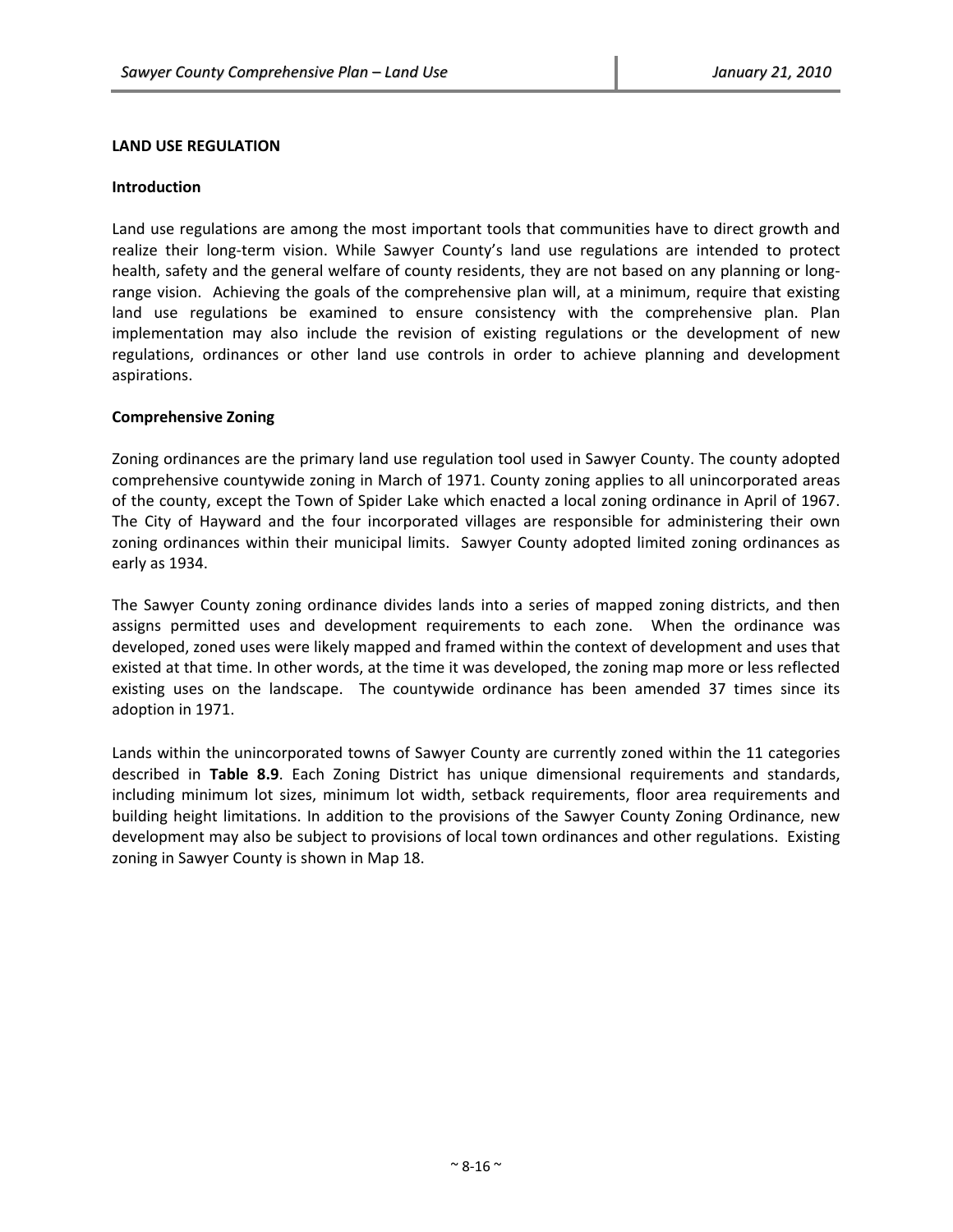## LAND USE REGULATION

### Introduction

Land use regulations are among the most important tools that communities have to direct growth and realize their long-term vision. While Sawyer County's land use regulations are intended to protect health, safety and the general welfare of county residents, they are not based on any planning or long-range vision. Achieving the goals of the comprehensive plan will, at a minimum, require that existing land use regulations be examined to ensure consistency with the comprehensive plan. Plan implementation may also include the revision of existing regulations or the development of new regulations, ordinances or other land use controls in order to achieve planning and development aspirations.

### Comprehensive Zoning

Zoning ordinances are the primary land use regulation tool used in Sawyer County. The county adopted comprehensive countywide zoning in March of 1971. County zoning applies to all unincorporated areas of the county, except the Town of Spider Lake which enacted a local zoning ordinance in April of 1967. The City of Hayward and the four incorporated villages are responsible for administering their own zoning ordinances within their municipal limits. Sawyer County adopted limited zoning ordinances as early as 1934.

The Sawyer County zoning ordinance divides lands into a series of mapped zoning districts, and then assigns permitted uses and development requirements to each zone. When the ordinance was developed, zoned uses were likely mapped and framed within the context of development and uses that existed at that time. In other words, at the time it was developed, the zoning map more or less reflected existing uses on the landscape. The countywide ordinance has been amended 37 times since its adoption in 1971.

Lands within the unincorporated towns of Sawyer County are currently zoned within the 11 categories described in **Table 8.9**. Each Zoning District has unique dimensional requirements and standards, including minimum lot sizes, minimum lot width, setback requirements, floor area requirements and building height limitations. In addition to the provisions of the Sawyer County Zoning Ordinance, new development may also be subject to provisions of local town ordinances and other regulations. Existing zoning in Sawyer County is shown in Map 18.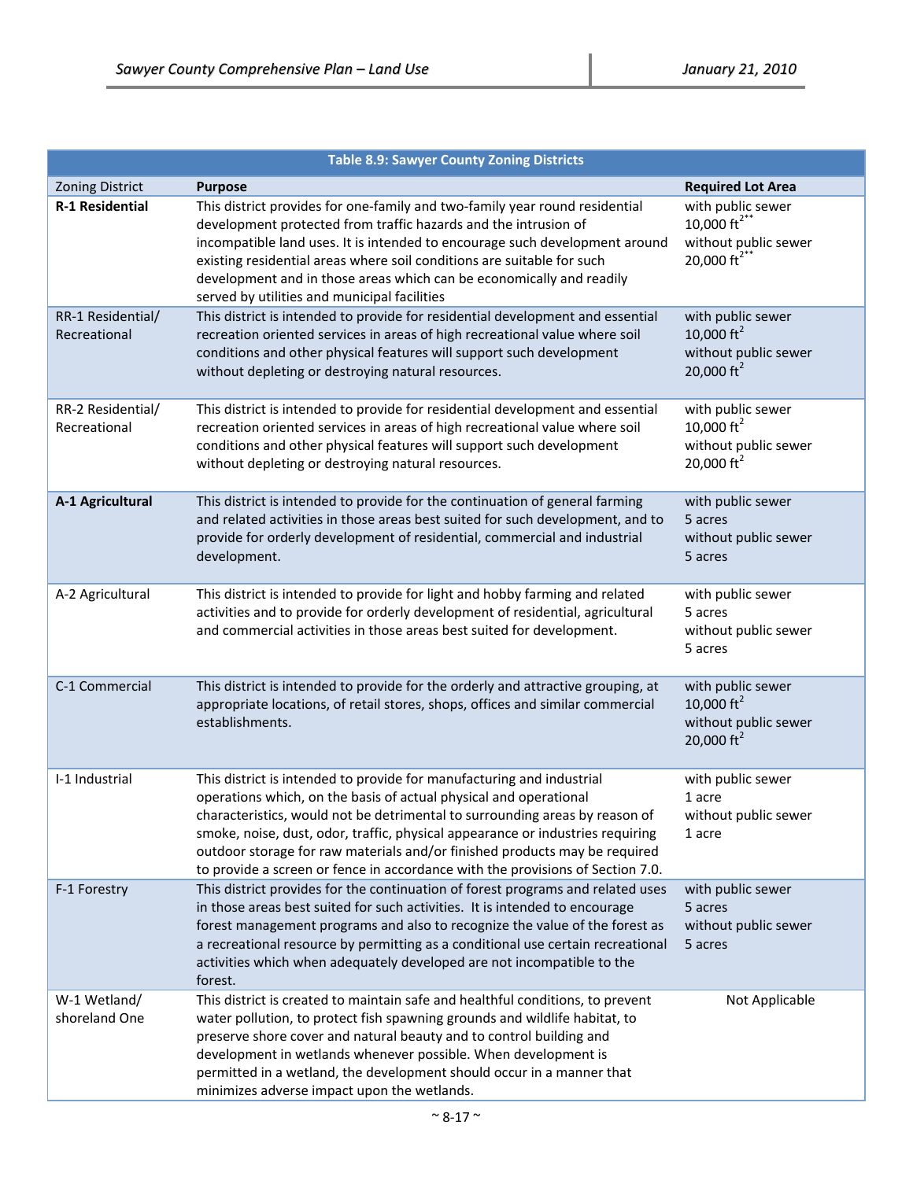| Table 8.9: Sawyer County Zoning Districts | | |
|---|---|---|
| Zoning District | **Purpose** | **Required Lot Area** |
| **R-1 Residential** | This district provides for one-family and two-family year round residential development protected from traffic hazards and the intrusion of incompatible land uses. It is intended to encourage such development around existing residential areas where soil conditions are suitable for such development and in those areas which can be economically and readily served by utilities and municipal facilities | with public sewer 10,000 $ft^{2**}$ without public sewer 20,000 $ft^{2**}$ |
| RR-1 Residential/ Recreational | This district is intended to provide for residential development and essential recreation oriented services in areas of high recreational value where soil conditions and other physical features will support such development without depleting or destroying natural resources. | with public sewer 10,000 $ft^2$ without public sewer 20,000 $ft^2$ |
| RR-2 Residential/ Recreational | This district is intended to provide for residential development and essential recreation oriented services in areas of high recreational value where soil conditions and other physical features will support such development without depleting or destroying natural resources. | with public sewer 10,000 $ft^2$ without public sewer 20,000 $ft^2$ |
| **A-1 Agricultural** | This district is intended to provide for the continuation of general farming and related activities in those areas best suited for such development, and to provide for orderly development of residential, commercial and industrial development. | with public sewer 5 acres without public sewer 5 acres |
| A-2 Agricultural | This district is intended to provide for light and hobby farming and related activities and to provide for orderly development of residential, agricultural and commercial activities in those areas best suited for development. | with public sewer 5 acres without public sewer 5 acres |
| C-1 Commercial | This district is intended to provide for the orderly and attractive grouping, at appropriate locations, of retail stores, shops, offices and similar commercial establishments. | with public sewer 10,000 $ft^2$ without public sewer 20,000 $ft^2$ |
| I-1 Industrial | This district is intended to provide for manufacturing and industrial operations which, on the basis of actual physical and operational characteristics, would not be detrimental to surrounding areas by reason of smoke, noise, dust, odor, traffic, physical appearance or industries requiring outdoor storage for raw materials and/or finished products may be required to provide a screen or fence in accordance with the provisions of Section 7.0. | with public sewer 1 acre without public sewer 1 acre |
| F-1 Forestry | This district provides for the continuation of forest programs and related uses in those areas best suited for such activities. It is intended to encourage forest management programs and also to recognize the value of the forest as a recreational resource by permitting as a conditional use certain recreational activities which when adequately developed are not incompatible to the forest. | with public sewer 5 acres without public sewer 5 acres |
| W-1 Wetland/ shoreland One | This district is created to maintain safe and healthful conditions, to prevent water pollution, to protect fish spawning grounds and wildlife habitat, to preserve shore cover and natural beauty and to control building and development in wetlands whenever possible. When development is permitted in a wetland, the development should occur in a manner that minimizes adverse impact upon the wetlands. | Not Applicable |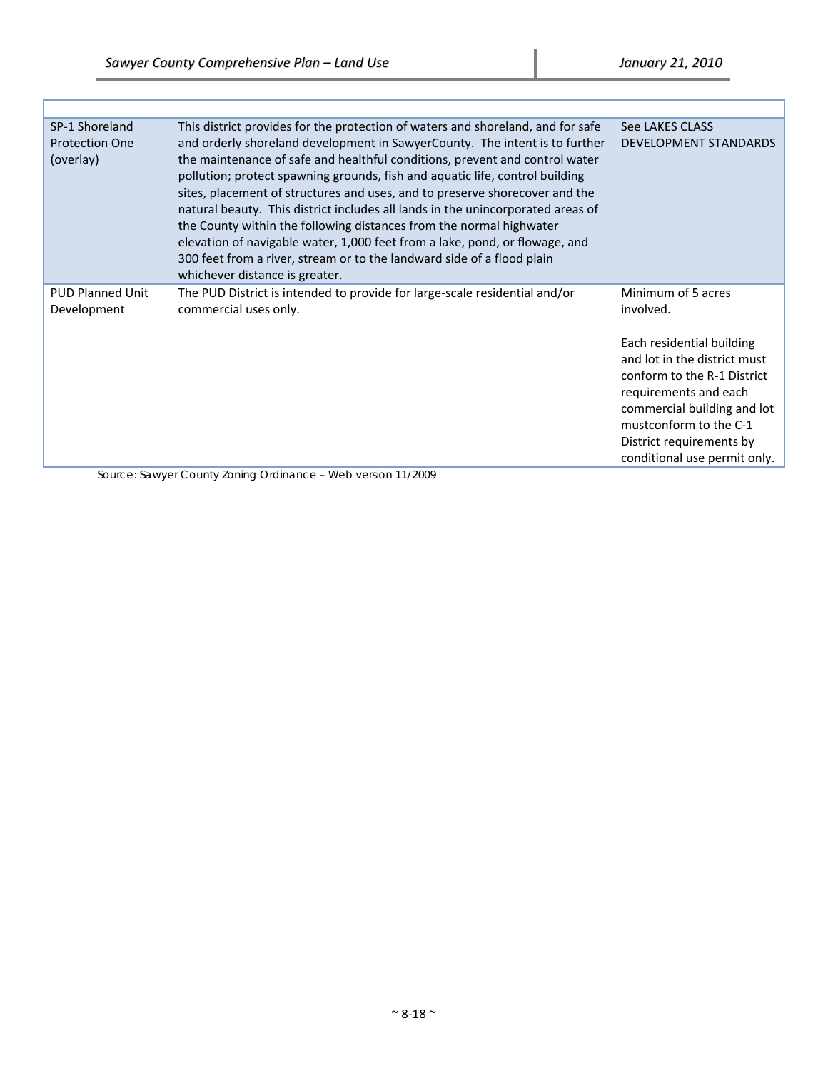| | | |
|---|---|---|
| SP-1 Shoreland Protection One (overlay) | This district provides for the protection of waters and shoreland, and for safe and orderly shoreland development in SawyerCounty. The intent is to further the maintenance of safe and healthful conditions, prevent and control water pollution; protect spawning grounds, fish and aquatic life, control building sites, placement of structures and uses, and to preserve shorecover and the natural beauty. This district includes all lands in the unincorporated areas of the County within the following distances from the normal highwater elevation of navigable water, 1,000 feet from a lake, pond, or flowage, and 300 feet from a river, stream or to the landward side of a flood plain whichever distance is greater. | See LAKES CLASS DEVELOPMENT STANDARDS |
| PUD Planned Unit Development | The PUD District is intended to provide for large-scale residential and/or commercial uses only. | Minimum of 5 acres involved.<br><br>Each residential building and lot in the district must conform to the R-1 District requirements and each commercial building and lot mustconform to the C-1 District requirements by conditional use permit only. |

Source: Sawyer County Zoning Ordinance – Web version 11/2009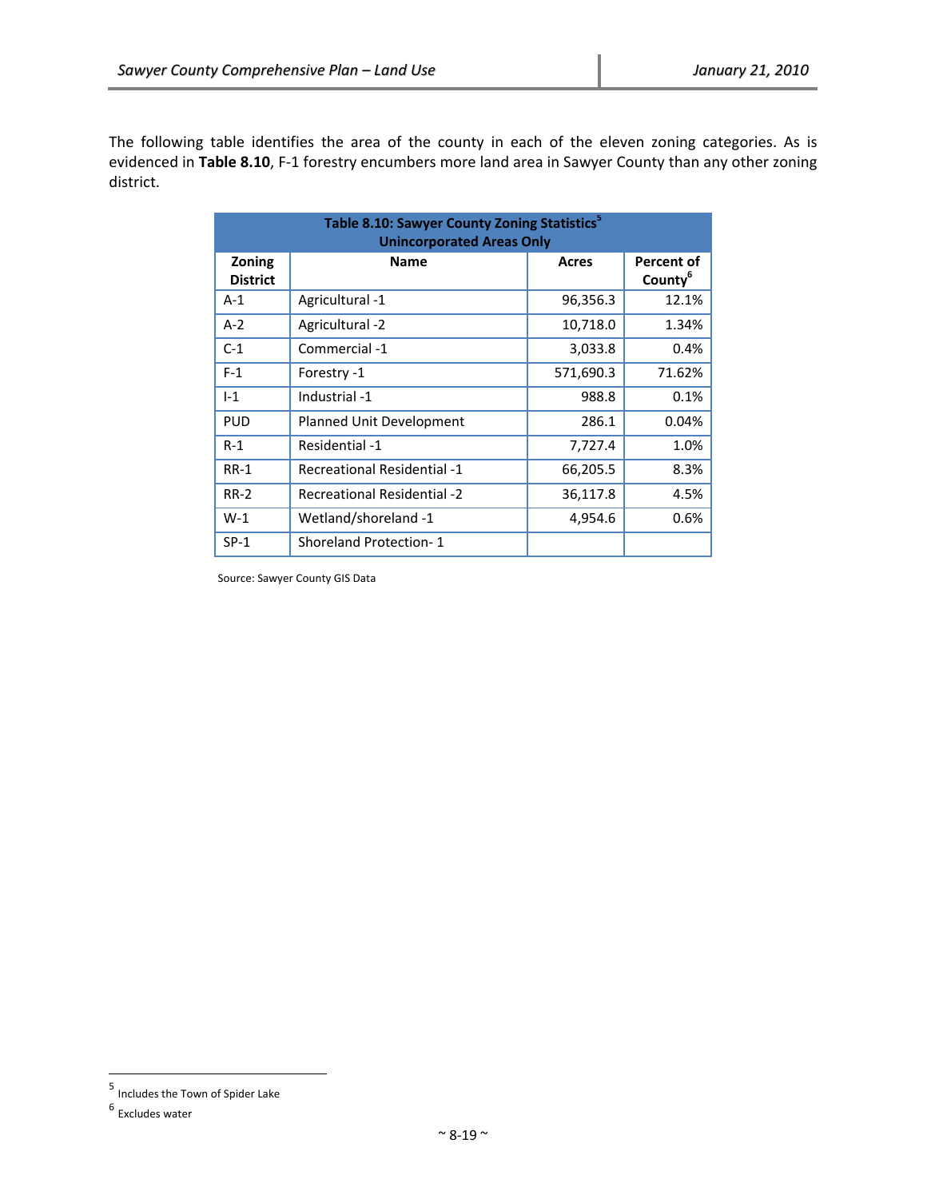The following table identifies the area of the county in each of the eleven zoning categories. As is evidenced in **Table 8.10**, F-1 forestry encumbers more land area in Sawyer County than any other zoning district.

**Table 8.10: Sawyer County Zoning Statistics[5]**
**Unincorporated Areas Only**

| Zoning District | Name | Acres | Percent of County[6] |
|---|---|---|---|
| A-1 | Agricultural -1 | 96,356.3 | 12.1% |
| A-2 | Agricultural -2 | 10,718.0 | 1.34% |
| C-1 | Commercial -1 | 3,033.8 | 0.4% |
| F-1 | Forestry -1 | 571,690.3 | 71.62% |
| I-1 | Industrial -1 | 988.8 | 0.1% |
| PUD | Planned Unit Development | 286.1 | 0.04% |
| R-1 | Residential -1 | 7,727.4 | 1.0% |
| RR-1 | Recreational Residential -1 | 66,205.5 | 8.3% |
| RR-2 | Recreational Residential -2 | 36,117.8 | 4.5% |
| W-1 | Wetland/shoreland -1 | 4,954.6 | 0.6% |
| SP-1 | Shoreland Protection- 1 | | |

Source: Sawyer County GIS Data

[5] Includes the Town of Spider Lake

[6] Excludes water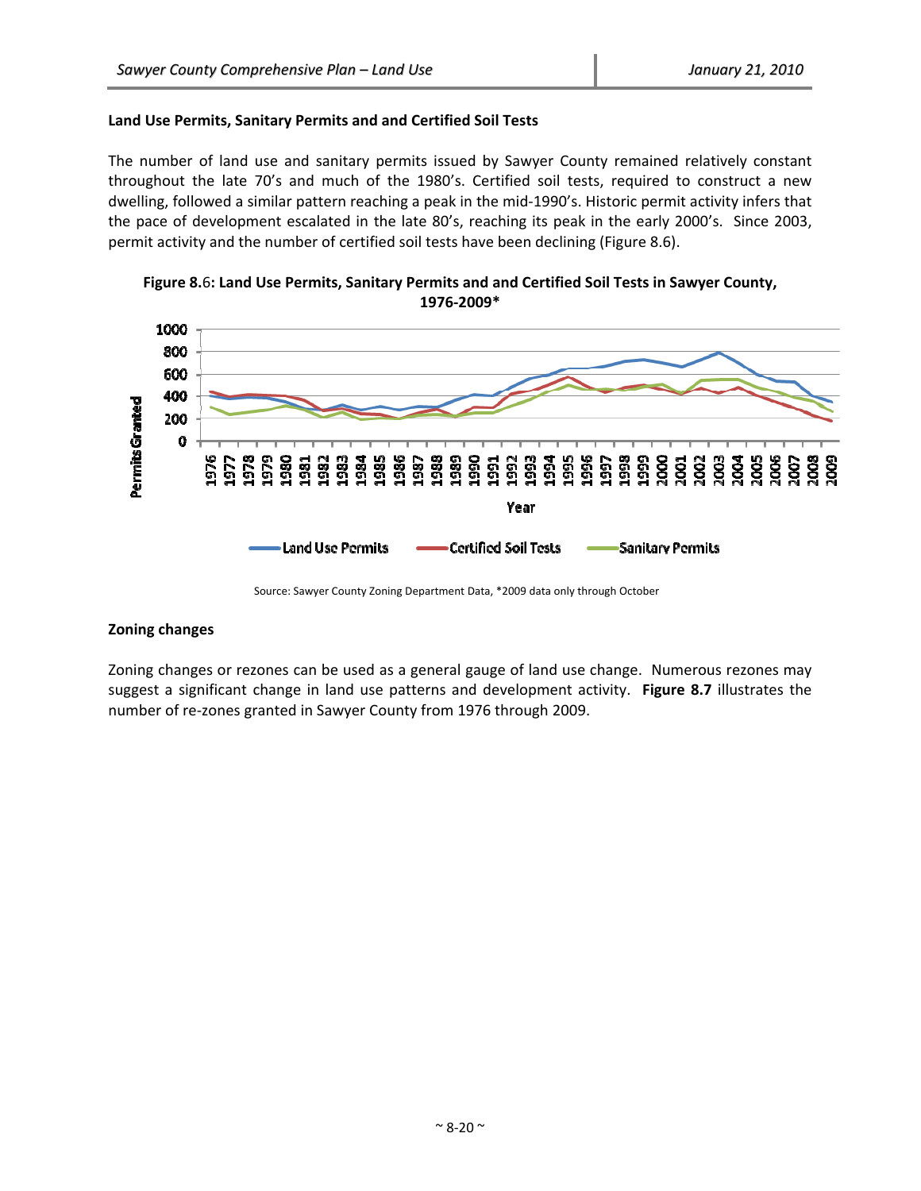### Land Use Permits, Sanitary Permits and and Certified Soil Tests

The number of land use and sanitary permits issued by Sawyer County remained relatively constant throughout the late 70's and much of the 1980's. Certified soil tests, required to construct a new dwelling, followed a similar pattern reaching a peak in the mid-1990's. Historic permit activity infers that the pace of development escalated in the late 80's, reaching its peak in the early 2000's. Since 2003, permit activity and the number of certified soil tests have been declining (Figure 8.6).

**Figure 8.6: Land Use Permits, Sanitary Permits and and Certified Soil Tests in Sawyer County, 1976-2009***

Source: Sawyer County Zoning Department Data, *2009 data only through October

### Zoning changes

Zoning changes or rezones can be used as a general gauge of land use change. Numerous rezones may suggest a significant change in land use patterns and development activity. **Figure 8.7** illustrates the number of re-zones granted in Sawyer County from 1976 through 2009.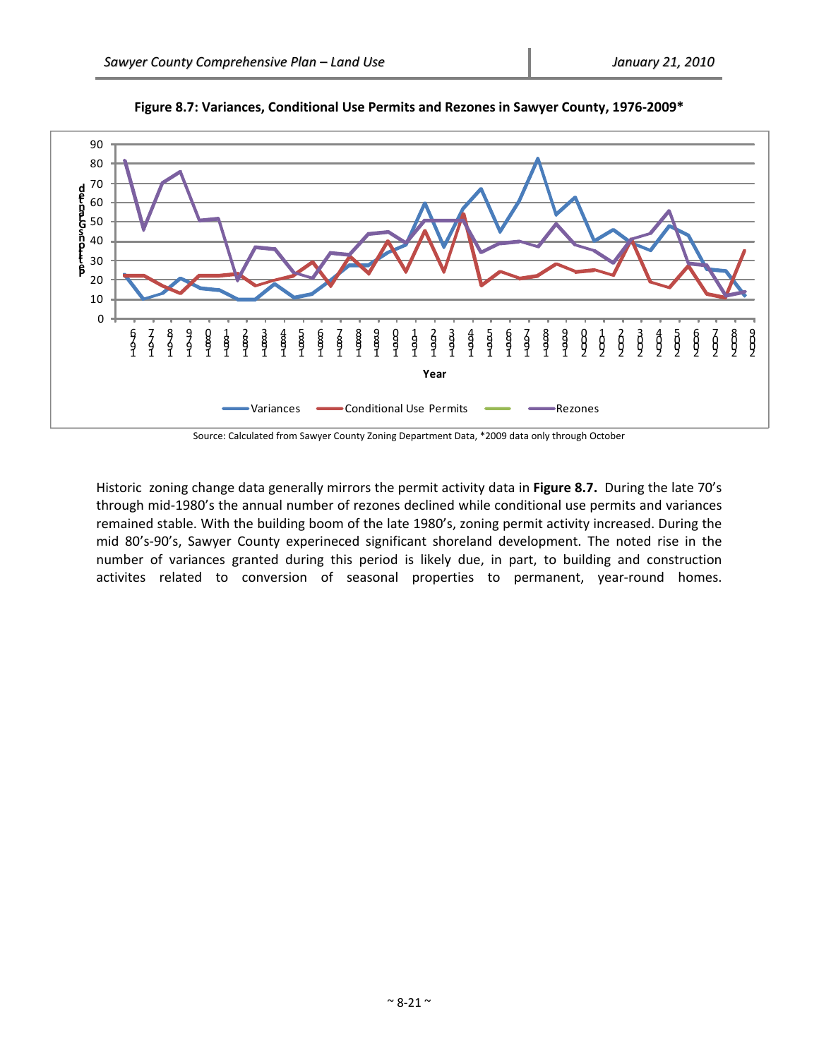**Figure 8.7: Variances, Conditional Use Permits and Rezones in Sawyer County, 1976-2009***

Source: Calculated from Sawyer County Zoning Department Data, *2009 data only through October

Historic zoning change data generally mirrors the permit activity data in **Figure 8.7.** During the late 70's through mid-1980's the annual number of rezones declined while conditional use permits and variances remained stable. With the building boom of the late 1980's, zoning permit activity increased. During the mid 80's-90's, Sawyer County experineced significant shoreland development. The noted rise in the number of variances granted during this period is likely due, in part, to building and construction activites related to conversion of seasonal properties to permanent, year-round homes.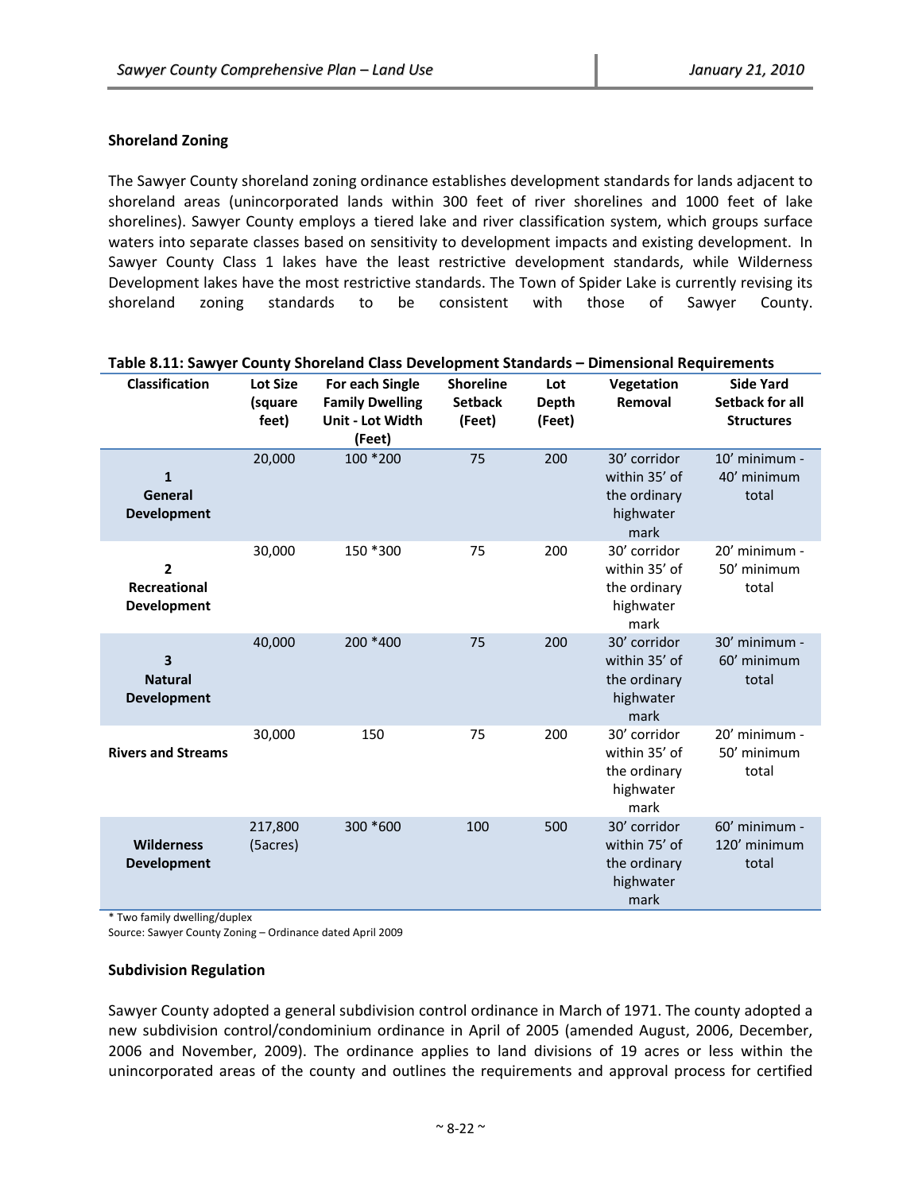### Shoreland Zoning

The Sawyer County shoreland zoning ordinance establishes development standards for lands adjacent to shoreland areas (unincorporated lands within 300 feet of river shorelines and 1000 feet of lake shorelines). Sawyer County employs a tiered lake and river classification system, which groups surface waters into separate classes based on sensitivity to development impacts and existing development. In Sawyer County Class 1 lakes have the least restrictive development standards, while Wilderness Development lakes have the most restrictive standards. The Town of Spider Lake is currently revising its shoreland zoning standards to be consistent with those of Sawyer County.

**Table 8.11: Sawyer County Shoreland Class Development Standards – Dimensional Requirements**

| Classification | Lot Size (square feet) | For each Single Family Dwelling Unit - Lot Width (Feet) | Shoreline Setback (Feet) | Lot Depth (Feet) | Vegetation Removal | Side Yard Setback for all Structures |
|---|---|---|---|---|---|---|
| **1 General Development** | 20,000 | 100 *200 | 75 | 200 | 30' corridor within 35' of the ordinary highwater mark | 10' minimum - 40' minimum total |
| **2 Recreational Development** | 30,000 | 150 *300 | 75 | 200 | 30' corridor within 35' of the ordinary highwater mark | 20' minimum - 50' minimum total |
| **3 Natural Development** | 40,000 | 200 *400 | 75 | 200 | 30' corridor within 35' of the ordinary highwater mark | 30' minimum - 60' minimum total |
| **Rivers and Streams** | 30,000 | 150 | 75 | 200 | 30' corridor within 35' of the ordinary highwater mark | 20' minimum - 50' minimum total |
| **Wilderness Development** | 217,800 (5acres) | 300 *600 | 100 | 500 | 30' corridor within 75' of the ordinary highwater mark | 60' minimum - 120' minimum total |

\* Two family dwelling/duplex

Source: Sawyer County Zoning – Ordinance dated April 2009

### Subdivision Regulation

Sawyer County adopted a general subdivision control ordinance in March of 1971. The county adopted a new subdivision control/condominium ordinance in April of 2005 (amended August, 2006, December, 2006 and November, 2009). The ordinance applies to land divisions of 19 acres or less within the unincorporated areas of the county and outlines the requirements and approval process for certified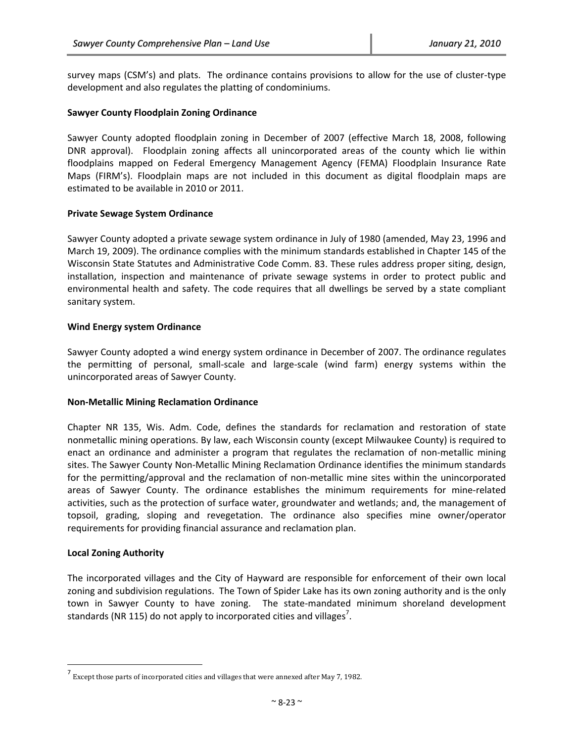survey maps (CSM's) and plats. The ordinance contains provisions to allow for the use of cluster-type development and also regulates the platting of condominiums.

**Sawyer County Floodplain Zoning Ordinance**

Sawyer County adopted floodplain zoning in December of 2007 (effective March 18, 2008, following DNR approval). Floodplain zoning affects all unincorporated areas of the county which lie within floodplains mapped on Federal Emergency Management Agency (FEMA) Floodplain Insurance Rate Maps (FIRM's). Floodplain maps are not included in this document as digital floodplain maps are estimated to be available in 2010 or 2011.

**Private Sewage System Ordinance**

Sawyer County adopted a private sewage system ordinance in July of 1980 (amended, May 23, 1996 and March 19, 2009). The ordinance complies with the minimum standards established in Chapter 145 of the Wisconsin State Statutes and Administrative Code Comm. 83. These rules address proper siting, design, installation, inspection and maintenance of private sewage systems in order to protect public and environmental health and safety. The code requires that all dwellings be served by a state compliant sanitary system.

**Wind Energy system Ordinance**

Sawyer County adopted a wind energy system ordinance in December of 2007. The ordinance regulates the permitting of personal, small-scale and large-scale (wind farm) energy systems within the unincorporated areas of Sawyer County.

**Non-Metallic Mining Reclamation Ordinance**

Chapter NR 135, Wis. Adm. Code, defines the standards for reclamation and restoration of state nonmetallic mining operations. By law, each Wisconsin county (except Milwaukee County) is required to enact an ordinance and administer a program that regulates the reclamation of non-metallic mining sites. The Sawyer County Non-Metallic Mining Reclamation Ordinance identifies the minimum standards for the permitting/approval and the reclamation of non-metallic mine sites within the unincorporated areas of Sawyer County. The ordinance establishes the minimum requirements for mine-related activities, such as the protection of surface water, groundwater and wetlands; and, the management of topsoil, grading, sloping and revegetation. The ordinance also specifies mine owner/operator requirements for providing financial assurance and reclamation plan.

**Local Zoning Authority**

The incorporated villages and the City of Hayward are responsible for enforcement of their own local zoning and subdivision regulations. The Town of Spider Lake has its own zoning authority and is the only town in Sawyer County to have zoning. The state-mandated minimum shoreland development standards (NR 115) do not apply to incorporated cities and villages[7].

[7] Except those parts of incorporated cities and villages that were annexed after May 7, 1982.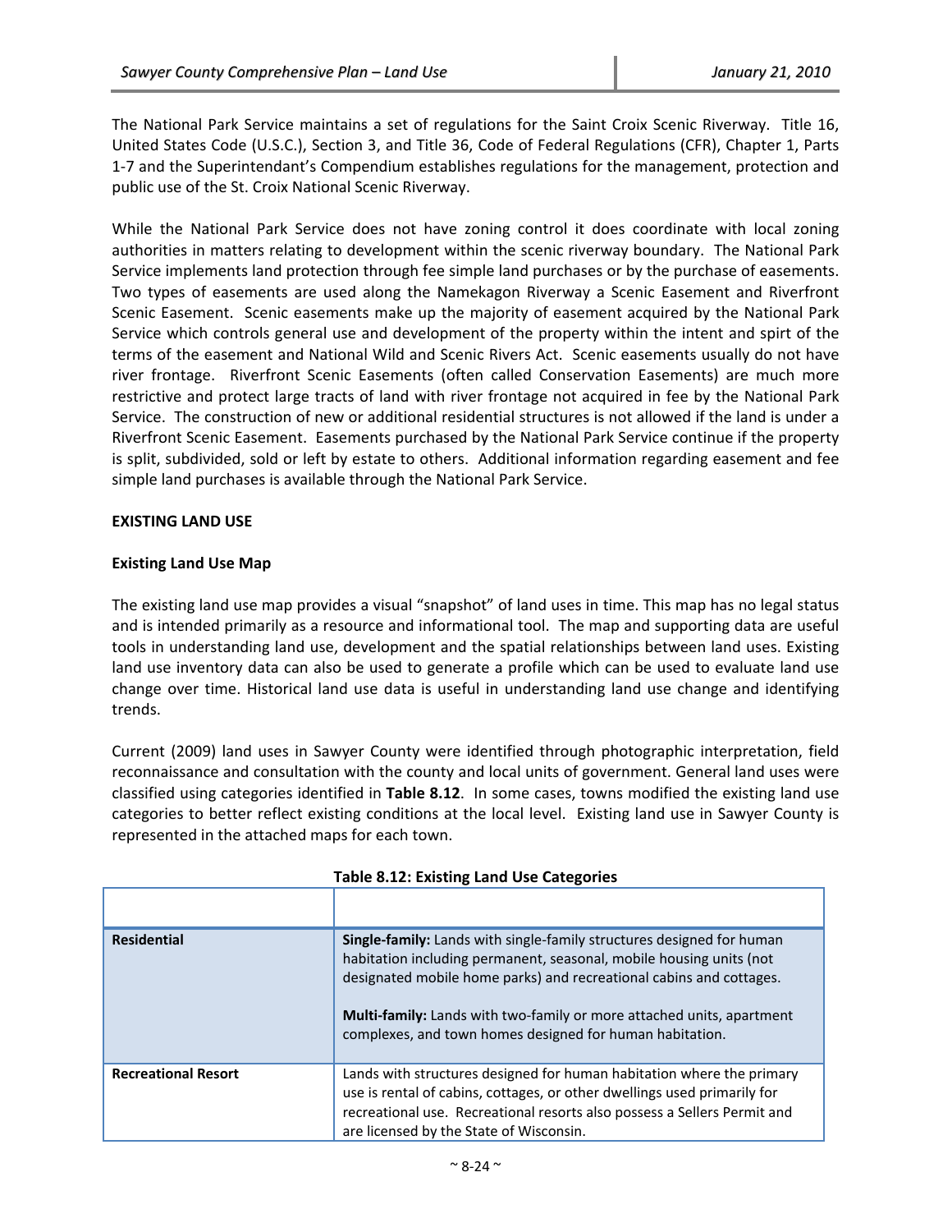The National Park Service maintains a set of regulations for the Saint Croix Scenic Riverway. Title 16, United States Code (U.S.C.), Section 3, and Title 36, Code of Federal Regulations (CFR), Chapter 1, Parts 1-7 and the Superintendant's Compendium establishes regulations for the management, protection and public use of the St. Croix National Scenic Riverway.

While the National Park Service does not have zoning control it does coordinate with local zoning authorities in matters relating to development within the scenic riverway boundary. The National Park Service implements land protection through fee simple land purchases or by the purchase of easements. Two types of easements are used along the Namekagon Riverway a Scenic Easement and Riverfront Scenic Easement. Scenic easements make up the majority of easement acquired by the National Park Service which controls general use and development of the property within the intent and spirt of the terms of the easement and National Wild and Scenic Rivers Act. Scenic easements usually do not have river frontage. Riverfront Scenic Easements (often called Conservation Easements) are much more restrictive and protect large tracts of land with river frontage not acquired in fee by the National Park Service. The construction of new or additional residential structures is not allowed if the land is under a Riverfront Scenic Easement. Easements purchased by the National Park Service continue if the property is split, subdivided, sold or left by estate to others. Additional information regarding easement and fee simple land purchases is available through the National Park Service.

## EXISTING LAND USE

### Existing Land Use Map

The existing land use map provides a visual "snapshot" of land uses in time. This map has no legal status and is intended primarily as a resource and informational tool. The map and supporting data are useful tools in understanding land use, development and the spatial relationships between land uses. Existing land use inventory data can also be used to generate a profile which can be used to evaluate land use change over time. Historical land use data is useful in understanding land use change and identifying trends.

Current (2009) land uses in Sawyer County were identified through photographic interpretation, field reconnaissance and consultation with the county and local units of government. General land uses were classified using categories identified in **Table 8.12**. In some cases, towns modified the existing land use categories to better reflect existing conditions at the local level. Existing land use in Sawyer County is represented in the attached maps for each town.

**Table 8.12: Existing Land Use Categories**

| | |
|---|---|
| **Residential** | **Single-family:** Lands with single-family structures designed for human habitation including permanent, seasonal, mobile housing units (not designated mobile home parks) and recreational cabins and cottages.<br><br>**Multi-family:** Lands with two-family or more attached units, apartment complexes, and town homes designed for human habitation. |
| **Recreational Resort** | Lands with structures designed for human habitation where the primary use is rental of cabins, cottages, or other dwellings used primarily for recreational use. Recreational resorts also possess a Sellers Permit and are licensed by the State of Wisconsin. |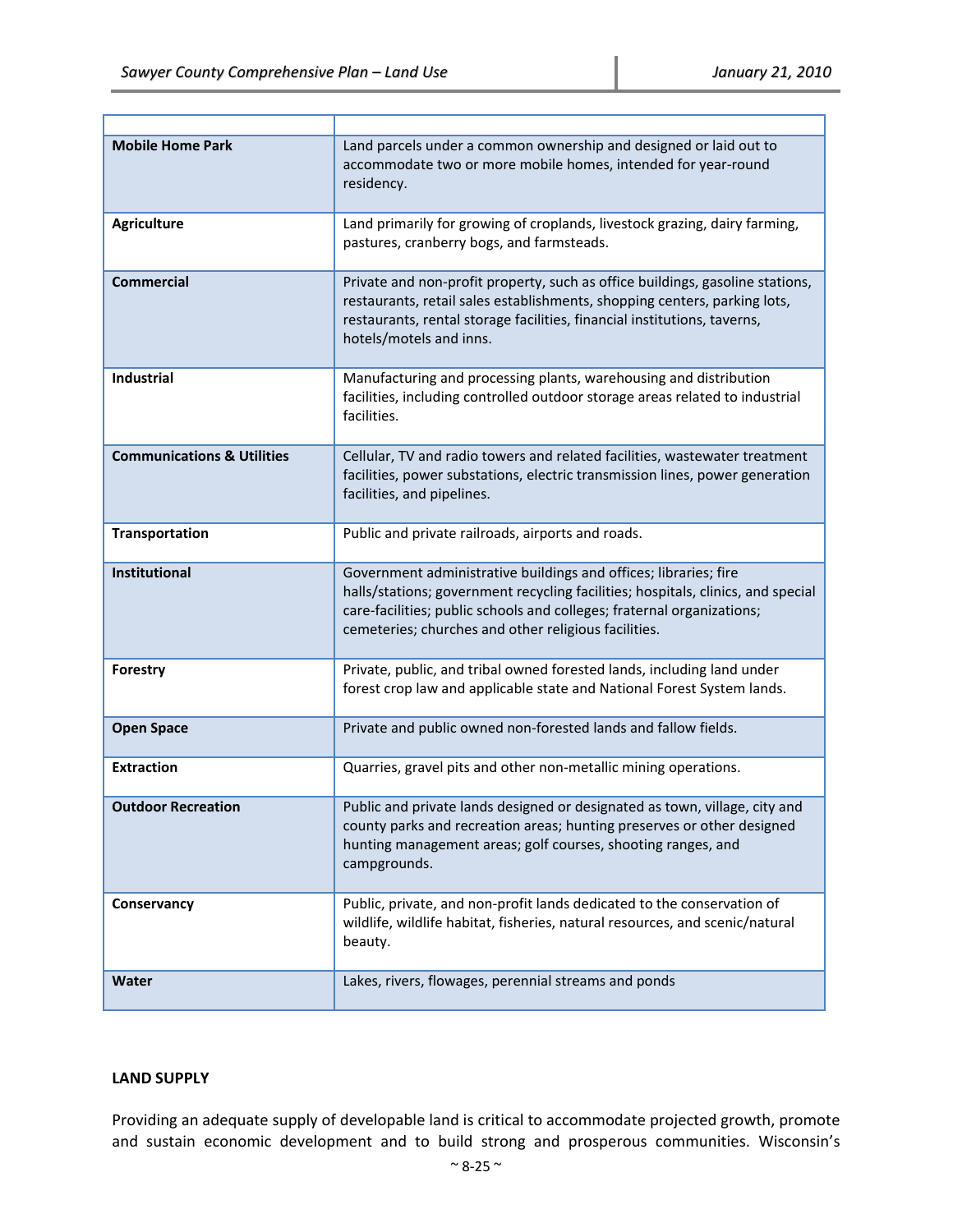| | |
|---|---|
| **Mobile Home Park** | Land parcels under a common ownership and designed or laid out to accommodate two or more mobile homes, intended for year-round residency. |
| **Agriculture** | Land primarily for growing of croplands, livestock grazing, dairy farming, pastures, cranberry bogs, and farmsteads. |
| **Commercial** | Private and non-profit property, such as office buildings, gasoline stations, restaurants, retail sales establishments, shopping centers, parking lots, restaurants, rental storage facilities, financial institutions, taverns, hotels/motels and inns. |
| **Industrial** | Manufacturing and processing plants, warehousing and distribution facilities, including controlled outdoor storage areas related to industrial facilities. |
| **Communications & Utilities** | Cellular, TV and radio towers and related facilities, wastewater treatment facilities, power substations, electric transmission lines, power generation facilities, and pipelines. |
| **Transportation** | Public and private railroads, airports and roads. |
| **Institutional** | Government administrative buildings and offices; libraries; fire halls/stations; government recycling facilities; hospitals, clinics, and special care-facilities; public schools and colleges; fraternal organizations; cemeteries; churches and other religious facilities. |
| **Forestry** | Private, public, and tribal owned forested lands, including land under forest crop law and applicable state and National Forest System lands. |
| **Open Space** | Private and public owned non-forested lands and fallow fields. |
| **Extraction** | Quarries, gravel pits and other non-metallic mining operations. |
| **Outdoor Recreation** | Public and private lands designed or designated as town, village, city and county parks and recreation areas; hunting preserves or other designed hunting management areas; golf courses, shooting ranges, and campgrounds. |
| **Conservancy** | Public, private, and non-profit lands dedicated to the conservation of wildlife, wildlife habitat, fisheries, natural resources, and scenic/natural beauty. |
| **Water** | Lakes, rivers, flowages, perennial streams and ponds |

**LAND SUPPLY**

Providing an adequate supply of developable land is critical to accommodate projected growth, promote and sustain economic development and to build strong and prosperous communities. Wisconsin's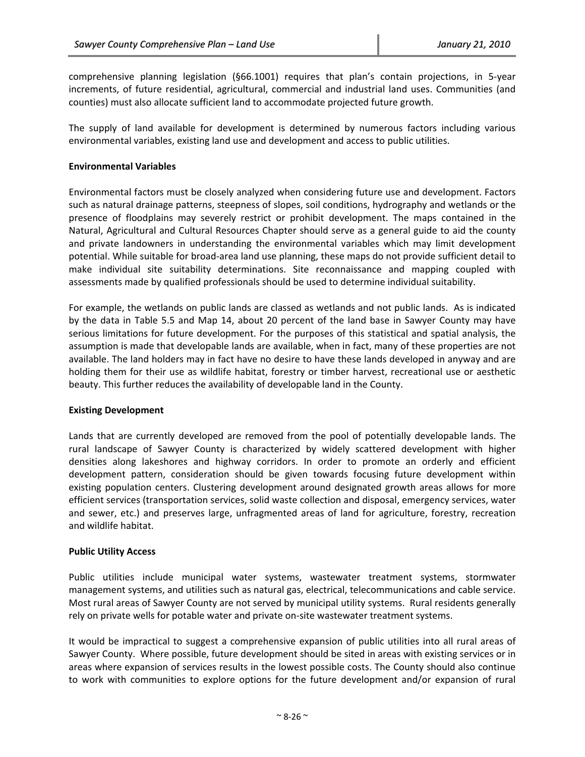comprehensive planning legislation (§66.1001) requires that plan's contain projections, in 5-year increments, of future residential, agricultural, commercial and industrial land uses. Communities (and counties) must also allocate sufficient land to accommodate projected future growth.

The supply of land available for development is determined by numerous factors including various environmental variables, existing land use and development and access to public utilities.

**Environmental Variables**

Environmental factors must be closely analyzed when considering future use and development. Factors such as natural drainage patterns, steepness of slopes, soil conditions, hydrography and wetlands or the presence of floodplains may severely restrict or prohibit development. The maps contained in the Natural, Agricultural and Cultural Resources Chapter should serve as a general guide to aid the county and private landowners in understanding the environmental variables which may limit development potential. While suitable for broad-area land use planning, these maps do not provide sufficient detail to make individual site suitability determinations. Site reconnaissance and mapping coupled with assessments made by qualified professionals should be used to determine individual suitability.

For example, the wetlands on public lands are classed as wetlands and not public lands. As is indicated by the data in Table 5.5 and Map 14, about 20 percent of the land base in Sawyer County may have serious limitations for future development. For the purposes of this statistical and spatial analysis, the assumption is made that developable lands are available, when in fact, many of these properties are not available. The land holders may in fact have no desire to have these lands developed in anyway and are holding them for their use as wildlife habitat, forestry or timber harvest, recreational use or aesthetic beauty. This further reduces the availability of developable land in the County.

**Existing Development**

Lands that are currently developed are removed from the pool of potentially developable lands. The rural landscape of Sawyer County is characterized by widely scattered development with higher densities along lakeshores and highway corridors. In order to promote an orderly and efficient development pattern, consideration should be given towards focusing future development within existing population centers. Clustering development around designated growth areas allows for more efficient services (transportation services, solid waste collection and disposal, emergency services, water and sewer, etc.) and preserves large, unfragmented areas of land for agriculture, forestry, recreation and wildlife habitat.

**Public Utility Access**

Public utilities include municipal water systems, wastewater treatment systems, stormwater management systems, and utilities such as natural gas, electrical, telecommunications and cable service. Most rural areas of Sawyer County are not served by municipal utility systems. Rural residents generally rely on private wells for potable water and private on-site wastewater treatment systems.

It would be impractical to suggest a comprehensive expansion of public utilities into all rural areas of Sawyer County. Where possible, future development should be sited in areas with existing services or in areas where expansion of services results in the lowest possible costs. The County should also continue to work with communities to explore options for the future development and/or expansion of rural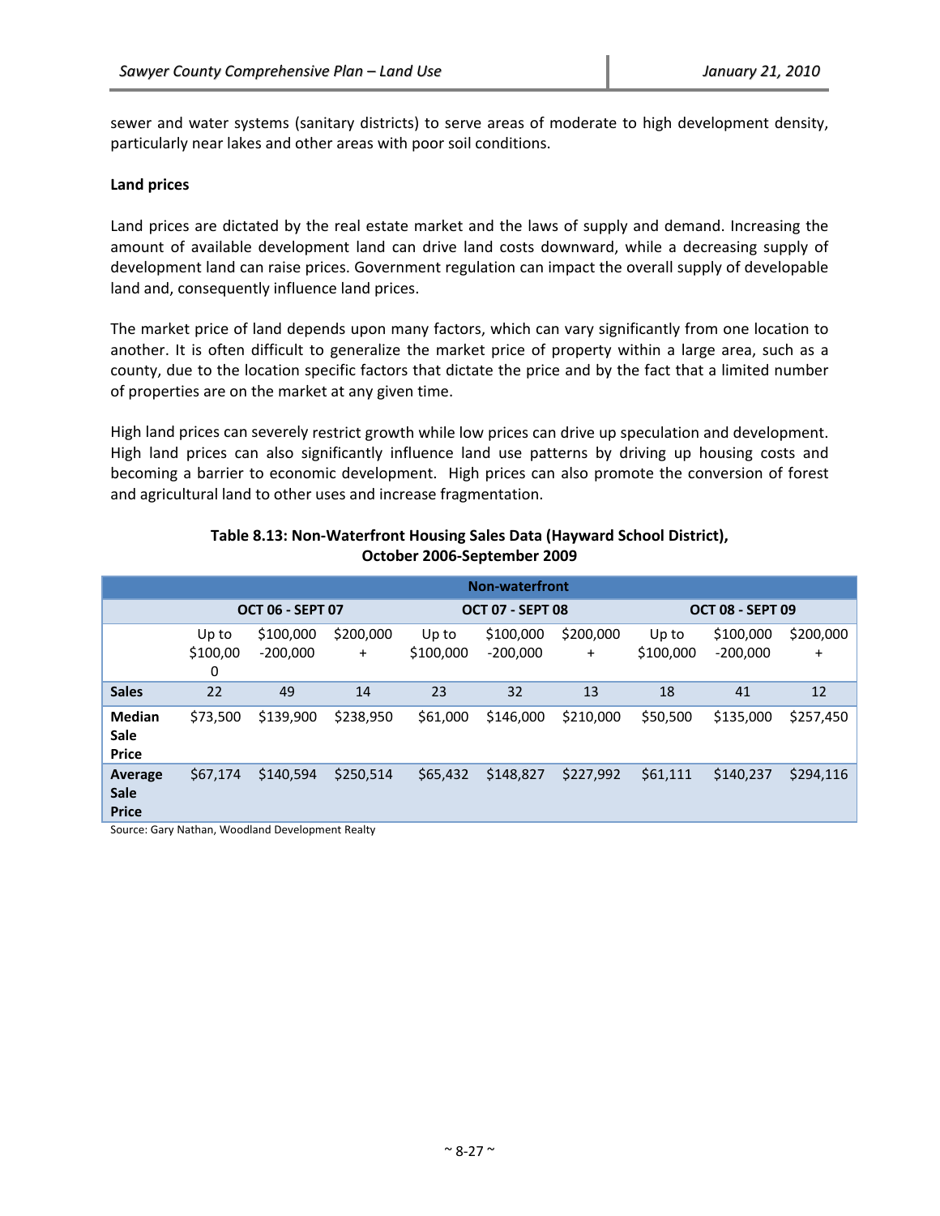sewer and water systems (sanitary districts) to serve areas of moderate to high development density, particularly near lakes and other areas with poor soil conditions.

**Land prices**

Land prices are dictated by the real estate market and the laws of supply and demand. Increasing the amount of available development land can drive land costs downward, while a decreasing supply of development land can raise prices. Government regulation can impact the overall supply of developable land and, consequently influence land prices.

The market price of land depends upon many factors, which can vary significantly from one location to another. It is often difficult to generalize the market price of property within a large area, such as a county, due to the location specific factors that dictate the price and by the fact that a limited number of properties are on the market at any given time.

High land prices can severely restrict growth while low prices can drive up speculation and development. High land prices can also significantly influence land use patterns by driving up housing costs and becoming a barrier to economic development. High prices can also promote the conversion of forest and agricultural land to other uses and increase fragmentation.

**Table 8.13: Non-Waterfront Housing Sales Data (Hayward School District), October 2006-September 2009**

| | Non-waterfront | | | | | | | | |
|---|---|---|---|---|---|---|---|---|---|
| | OCT 06 - SEPT 07 | | | OCT 07 - SEPT 08 | | | OCT 08 - SEPT 09 | | |
| | Up to $100,000 | $100,000 -200,000 | $200,000 + | Up to $100,000 | $100,000 -200,000 | $200,000 + | Up to $100,000 | $100,000 -200,000 | $200,000 + |
| **Sales** | 22 | 49 | 14 | 23 | 32 | 13 | 18 | 41 | 12 |
| **Median Sale Price** | $73,500 | $139,900 | $238,950 | $61,000 | $146,000 | $210,000 | $50,500 | $135,000 | $257,450 |
| **Average Sale Price** | $67,174 | $140,594 | $250,514 | $65,432 | $148,827 | $227,992 | $61,111 | $140,237 | $294,116 |

Source: Gary Nathan, Woodland Development Realty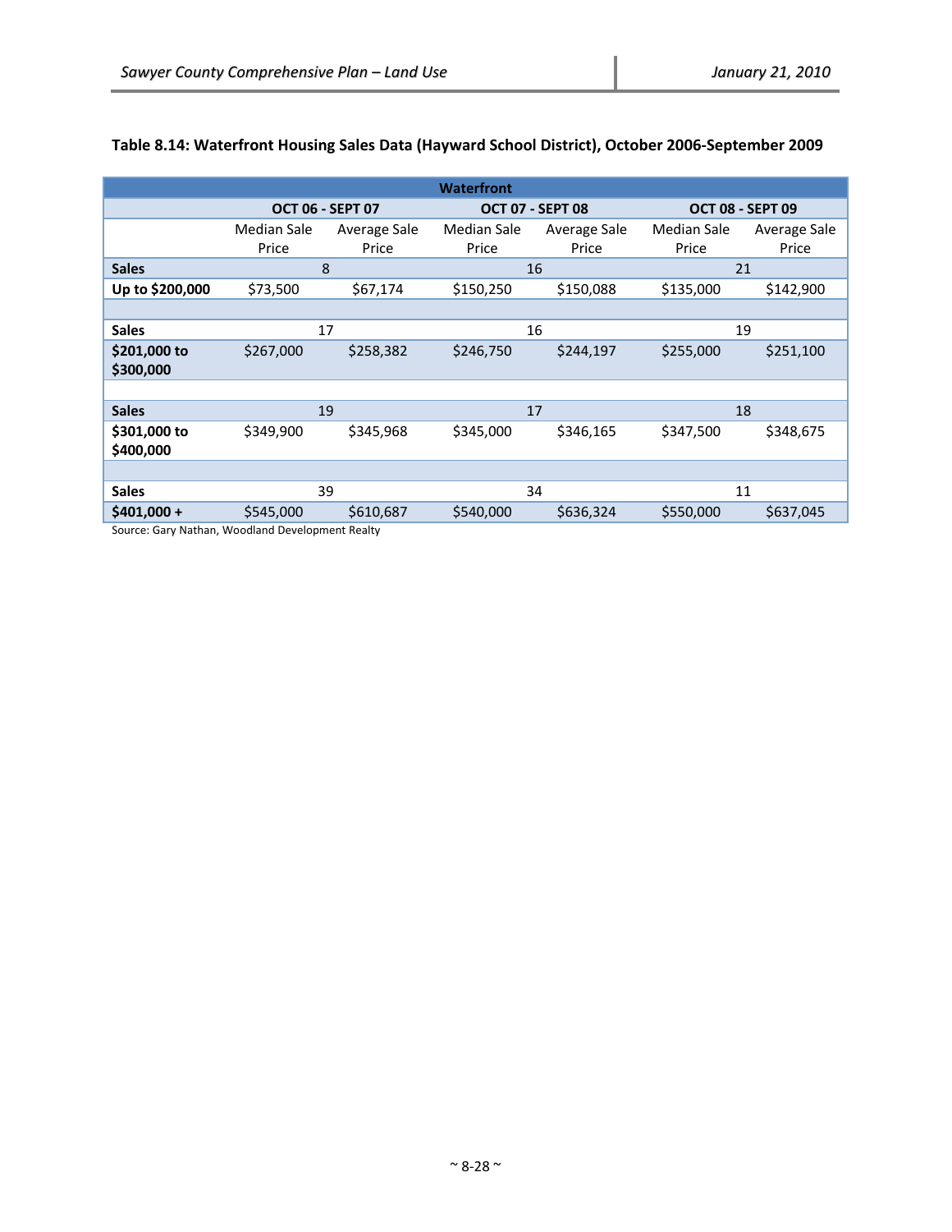**Table 8.14: Waterfront Housing Sales Data (Hayward School District), October 2006-September 2009**

| Waterfront | | | | | | |
|---|---|---|---|---|---|---|
| | OCT 06 - SEPT 07 | | OCT 07 - SEPT 08 | | OCT 08 - SEPT 09 | |
| | Median Sale Price | Average Sale Price | Median Sale Price | Average Sale Price | Median Sale Price | Average Sale Price |
| **Sales** | 8 | | 16 | | 21 | |
| **Up to $200,000** | $73,500 | $67,174 | $150,250 | $150,088 | $135,000 | $142,900 |
| | | | | | | |
| **Sales** | 17 | | 16 | | 19 | |
| **$201,000 to $300,000** | $267,000 | $258,382 | $246,750 | $244,197 | $255,000 | $251,100 |
| | | | | | | |
| **Sales** | 19 | | 17 | | 18 | |
| **$301,000 to $400,000** | $349,900 | $345,968 | $345,000 | $346,165 | $347,500 | $348,675 |
| | | | | | | |
| **Sales** | 39 | | 34 | | 11 | |
| **$401,000 +** | $545,000 | $610,687 | $540,000 | $636,324 | $550,000 | $637,045 |

Source: Gary Nathan, Woodland Development Realty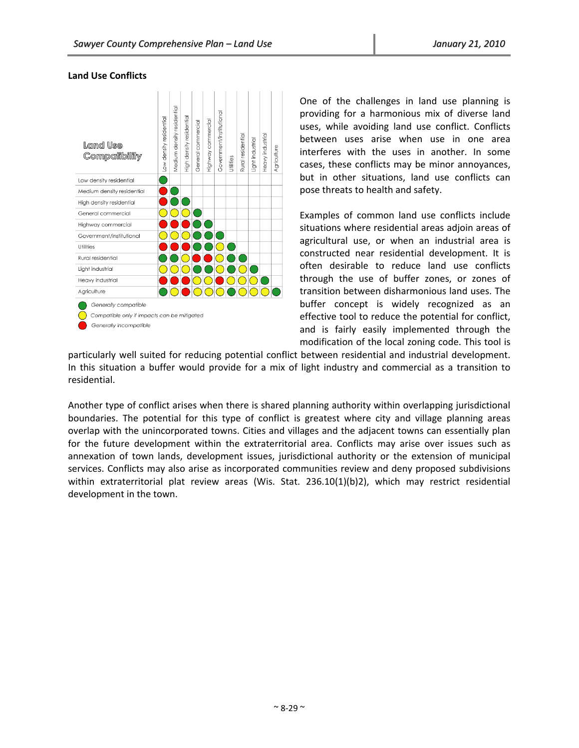## Land Use Conflicts

**Land Use Compatibility**

| | Low density residential | Medium density residential | High density residential | General commercial | Highway commercial | Government/institutional | Utilities | Rural residential | Light industrial | Heavy industrial | Agriculture |
|---|---|---|---|---|---|---|---|---|---|---|---|
| Low density residential | Generally compatible | | | | | | | | | | |
| Medium density residential | Generally incompatible | Generally compatible | | | | | | | | | |
| High density residential | Generally incompatible | Generally compatible | Generally compatible | | | | | | | | |
| General commercial | Compatible only if impacts can be mitigated | Compatible only if impacts can be mitigated | Compatible only if impacts can be mitigated | Generally compatible | | | | | | | |
| Highway commercial | Generally incompatible | Generally incompatible | Generally incompatible | Generally compatible | Generally compatible | | | | | | |
| Government/institutional | Compatible only if impacts can be mitigated | Compatible only if impacts can be mitigated | Compatible only if impacts can be mitigated | Generally compatible | Generally compatible | Generally compatible | | | | | |
| Utilities | Generally incompatible | Generally incompatible | Generally incompatible | Generally compatible | Generally compatible | Generally compatible | Generally compatible | | | | |
| Rural residential | Generally compatible | Generally compatible | Compatible only if impacts can be mitigated | Generally incompatible | Generally incompatible | Compatible only if impacts can be mitigated | Generally compatible | Generally compatible | | | |
| Light industrial | Compatible only if impacts can be mitigated | Compatible only if impacts can be mitigated | Compatible only if impacts can be mitigated | Generally compatible | Generally compatible | Compatible only if impacts can be mitigated | Generally compatible | Compatible only if impacts can be mitigated | Generally compatible | | |
| Heavy industrial | Generally incompatible | Generally incompatible | Generally incompatible | Compatible only if impacts can be mitigated | Compatible only if impacts can be mitigated | Generally incompatible | Compatible only if impacts can be mitigated | Compatible only if impacts can be mitigated | Compatible only if impacts can be mitigated | Generally compatible | |
| Agriculture | Generally compatible | Compatible only if impacts can be mitigated | Generally incompatible | Compatible only if impacts can be mitigated | Compatible only if impacts can be mitigated | Compatible only if impacts can be mitigated | Generally compatible | Compatible only if impacts can be mitigated | Compatible only if impacts can be mitigated | Compatible only if impacts can be mitigated | Generally compatible |

*Generally compatible*

*Compatible only if impacts can be mitigated*

*Generally incompatible*

One of the challenges in land use planning is providing for a harmonious mix of diverse land uses, while avoiding land use conflict. Conflicts between uses arise when use in one area interferes with the uses in another. In some cases, these conflicts may be minor annoyances, but in other situations, land use conflicts can pose threats to health and safety.

Examples of common land use conflicts include situations where residential areas adjoin areas of agricultural use, or when an industrial area is constructed near residential development. It is often desirable to reduce land use conflicts through the use of buffer zones, or zones of transition between disharmonious land uses. The buffer concept is widely recognized as an effective tool to reduce the potential for conflict, and is fairly easily implemented through the modification of the local zoning code. This tool is particularly well suited for reducing potential conflict between residential and industrial development. In this situation a buffer would provide for a mix of light industry and commercial as a transition to residential.

Another type of conflict arises when there is shared planning authority within overlapping jurisdictional boundaries. The potential for this type of conflict is greatest where city and village planning areas overlap with the unincorporated towns. Cities and villages and the adjacent towns can essentially plan for the future development within the extraterritorial area. Conflicts may arise over issues such as annexation of town lands, development issues, jurisdictional authority or the extension of municipal services. Conflicts may also arise as incorporated communities review and deny proposed subdivisions within extraterritorial plat review areas (Wis. Stat. 236.10(1)(b)2), which may restrict residential development in the town.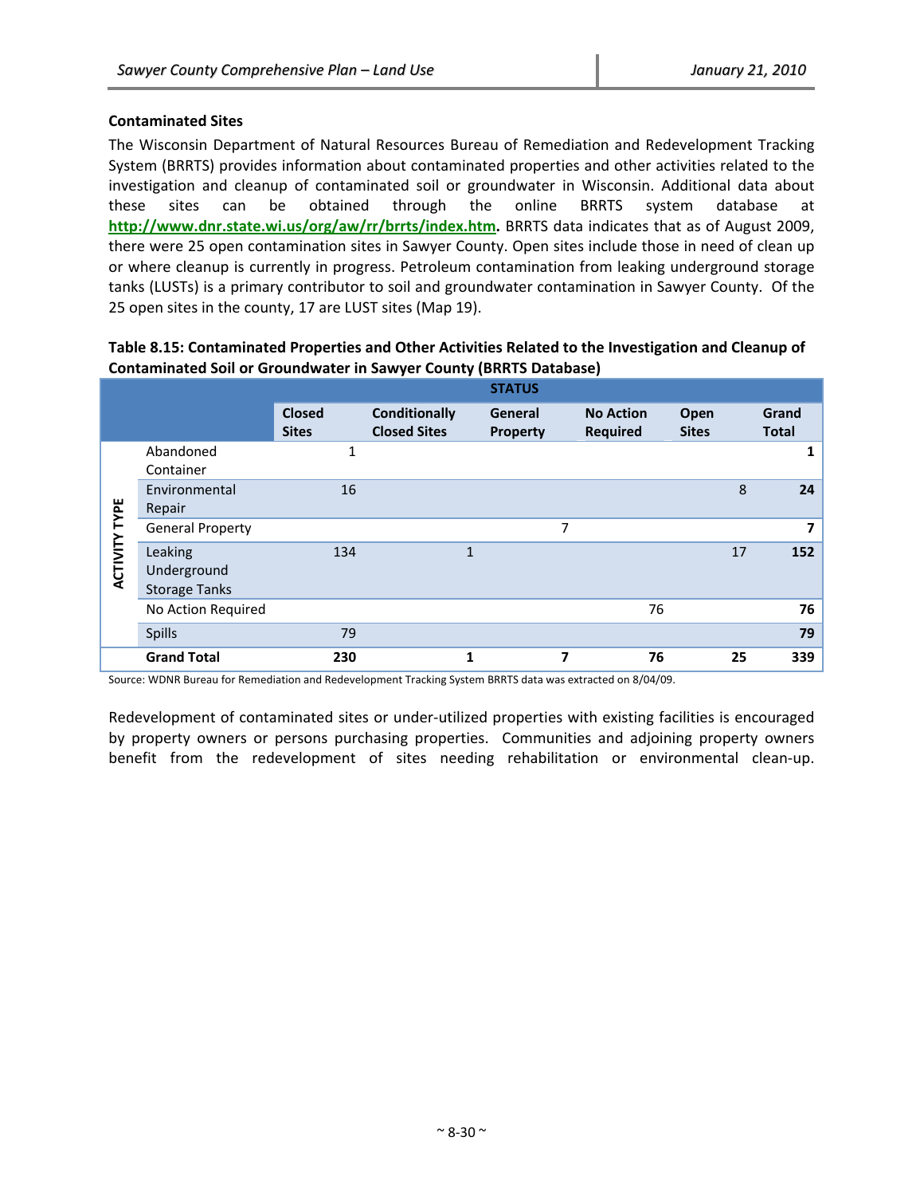**Contaminated Sites**

The Wisconsin Department of Natural Resources Bureau of Remediation and Redevelopment Tracking System (BRRTS) provides information about contaminated properties and other activities related to the investigation and cleanup of contaminated soil or groundwater in Wisconsin. Additional data about these sites can be obtained through the online BRRTS system database at **http://www.dnr.state.wi.us/org/aw/rr/brrts/index.htm.** BRRTS data indicates that as of August 2009, there were 25 open contamination sites in Sawyer County. Open sites include those in need of clean up or where cleanup is currently in progress. Petroleum contamination from leaking underground storage tanks (LUSTs) is a primary contributor to soil and groundwater contamination in Sawyer County. Of the 25 open sites in the county, 17 are LUST sites (Map 19).

**Table 8.15: Contaminated Properties and Other Activities Related to the Investigation and Cleanup of Contaminated Soil or Groundwater in Sawyer County (BRRTS Database)**

| | | STATUS | | | | | |
|---|---|---|---|---|---|---|---|
| | | **Closed Sites** | **Conditionally Closed Sites** | **General Property** | **No Action Required** | **Open Sites** | **Grand Total** |
| ACTIVITY TYPE | Abandoned Container | 1 | | | | | **1** |
| | Environmental Repair | 16 | | | | 8 | **24** |
| | General Property | | | 7 | | | **7** |
| | Leaking Underground Storage Tanks | 134 | 1 | | | 17 | **152** |
| | No Action Required | | | | 76 | | **76** |
| | Spills | 79 | | | | | **79** |
| | **Grand Total** | **230** | **1** | **7** | **76** | **25** | **339** |

Source: WDNR Bureau for Remediation and Redevelopment Tracking System BRRTS data was extracted on 8/04/09.

Redevelopment of contaminated sites or under-utilized properties with existing facilities is encouraged by property owners or persons purchasing properties. Communities and adjoining property owners benefit from the redevelopment of sites needing rehabilitation or environmental clean-up.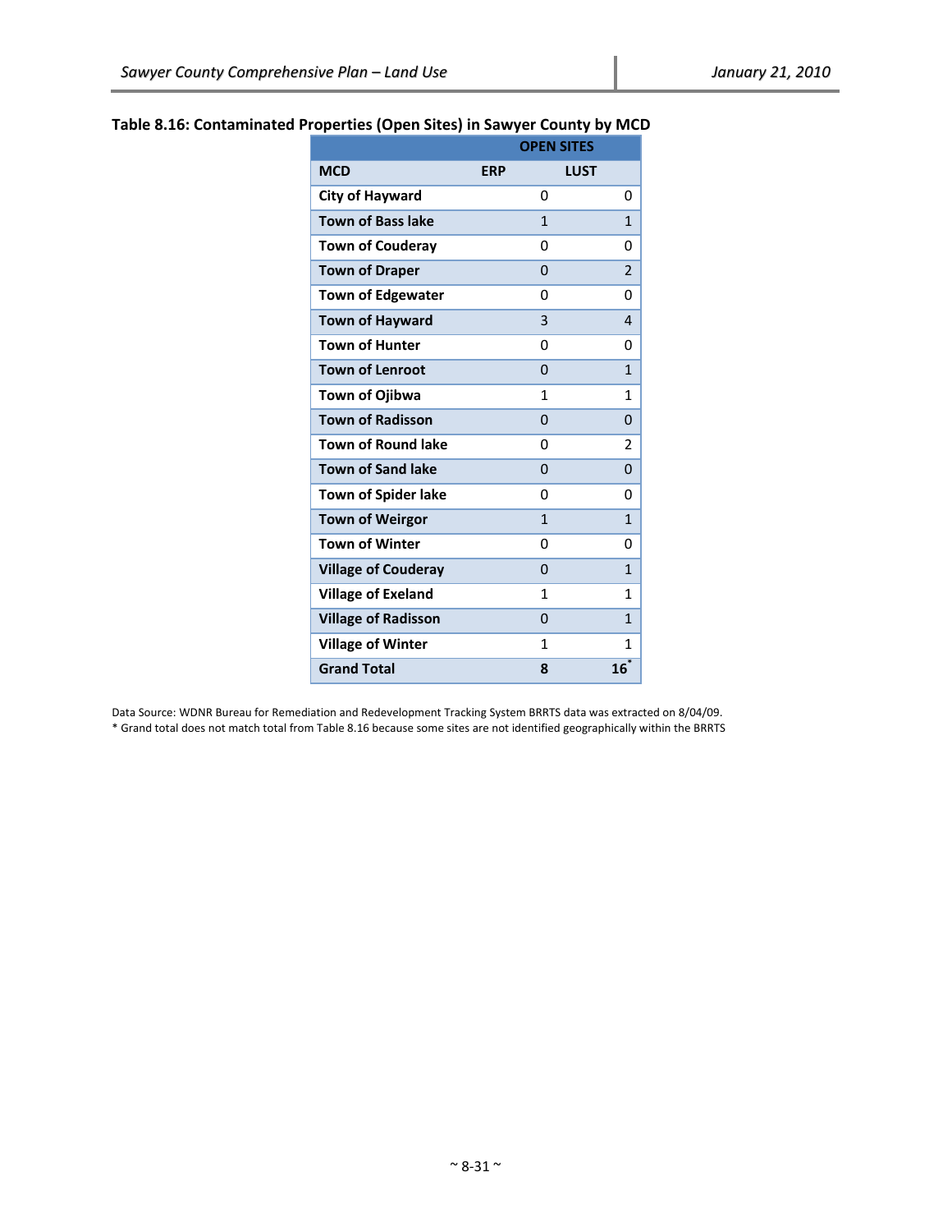**Table 8.16: Contaminated Properties (Open Sites) in Sawyer County by MCD**

| | OPEN SITES | |
|---|---|---|
| **MCD** | **ERP** | **LUST** |
| City of Hayward | 0 | 0 |
| Town of Bass lake | 1 | 1 |
| Town of Couderay | 0 | 0 |
| Town of Draper | 0 | 2 |
| Town of Edgewater | 0 | 0 |
| Town of Hayward | 3 | 4 |
| Town of Hunter | 0 | 0 |
| Town of Lenroot | 0 | 1 |
| Town of Ojibwa | 1 | 1 |
| Town of Radisson | 0 | 0 |
| Town of Round lake | 0 | 2 |
| Town of Sand lake | 0 | 0 |
| Town of Spider lake | 0 | 0 |
| Town of Weirgor | 1 | 1 |
| Town of Winter | 0 | 0 |
| Village of Couderay | 0 | 1 |
| Village of Exeland | 1 | 1 |
| Village of Radisson | 0 | 1 |
| Village of Winter | 1 | 1 |
| **Grand Total** | **8** | **16***|

Data Source: WDNR Bureau for Remediation and Redevelopment Tracking System BRRTS data was extracted on 8/04/09.
* Grand total does not match total from Table 8.16 because some sites are not identified geographically within the BRRTS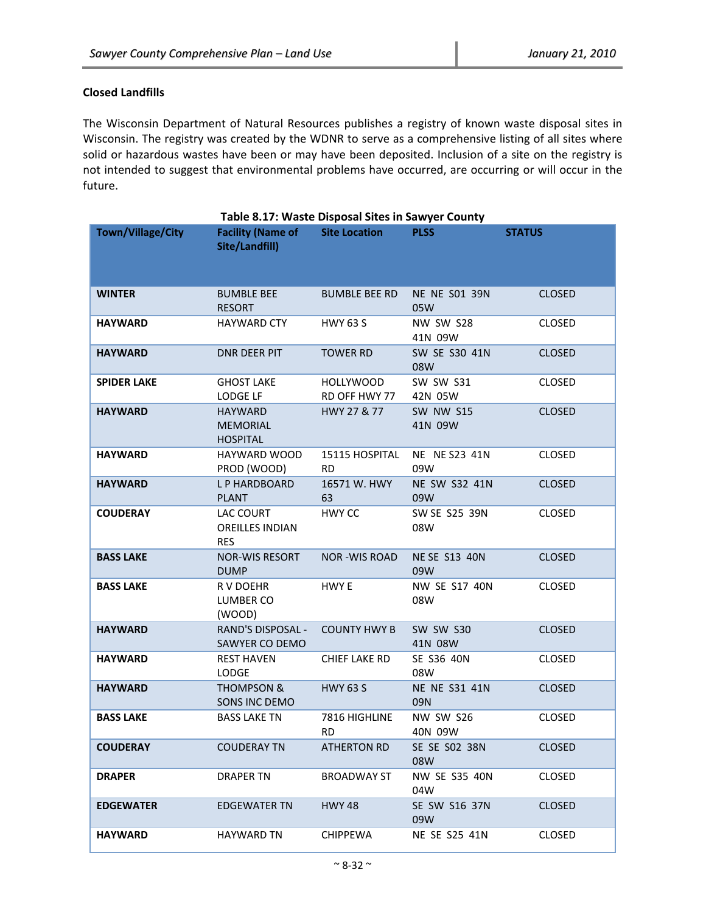### Closed Landfills

The Wisconsin Department of Natural Resources publishes a registry of known waste disposal sites in Wisconsin. The registry was created by the WDNR to serve as a comprehensive listing of all sites where solid or hazardous wastes have been or may have been deposited. Inclusion of a site on the registry is not intended to suggest that environmental problems have occurred, are occurring or will occur in the future.

**Table 8.17: Waste Disposal Sites in Sawyer County**

| Town/Village/City | Facility (Name of Site/Landfill) | Site Location | PLSS | STATUS |
|---|---|---|---|---|
| **WINTER** | BUMBLE BEE RESORT | BUMBLE BEE RD | NE NE S01 39N 05W | CLOSED |
| **HAYWARD** | HAYWARD CTY | HWY 63 S | NW SW S28 41N 09W | CLOSED |
| **HAYWARD** | DNR DEER PIT | TOWER RD | SW SE S30 41N 08W | CLOSED |
| **SPIDER LAKE** | GHOST LAKE LODGE LF | HOLLYWOOD RD OFF HWY 77 | SW SW S31 42N 05W | CLOSED |
| **HAYWARD** | HAYWARD MEMORIAL HOSPITAL | HWY 27 & 77 | SW NW S15 41N 09W | CLOSED |
| **HAYWARD** | HAYWARD WOOD PROD (WOOD) | 15115 HOSPITAL RD | NE NE S23 41N 09W | CLOSED |
| **HAYWARD** | L P HARDBOARD PLANT | 16571 W. HWY 63 | NE SW S32 41N 09W | CLOSED |
| **COUDERAY** | LAC COURT OREILLES INDIAN RES | HWY CC | SW SE S25 39N 08W | CLOSED |
| **BASS LAKE** | NOR-WIS RESORT DUMP | NOR -WIS ROAD | NE SE S13 40N 09W | CLOSED |
| **BASS LAKE** | R V DOEHR LUMBER CO (WOOD) | HWY E | NW SE S17 40N 08W | CLOSED |
| **HAYWARD** | RAND'S DISPOSAL - SAWYER CO DEMO | COUNTY HWY B | SW SW S30 41N 08W | CLOSED |
| **HAYWARD** | REST HAVEN LODGE | CHIEF LAKE RD | SE S36 40N 08W | CLOSED |
| **HAYWARD** | THOMPSON & SONS INC DEMO | HWY 63 S | NE NE S31 41N 09N | CLOSED |
| **BASS LAKE** | BASS LAKE TN | 7816 HIGHLINE RD | NW SW S26 40N 09W | CLOSED |
| **COUDERAY** | COUDERAY TN | ATHERTON RD | SE SE S02 38N 08W | CLOSED |
| **DRAPER** | DRAPER TN | BROADWAY ST | NW SE S35 40N 04W | CLOSED |
| **EDGEWATER** | EDGEWATER TN | HWY 48 | SE SW S16 37N 09W | CLOSED |
| **HAYWARD** | HAYWARD TN | CHIPPEWA | NE SE S25 41N | CLOSED |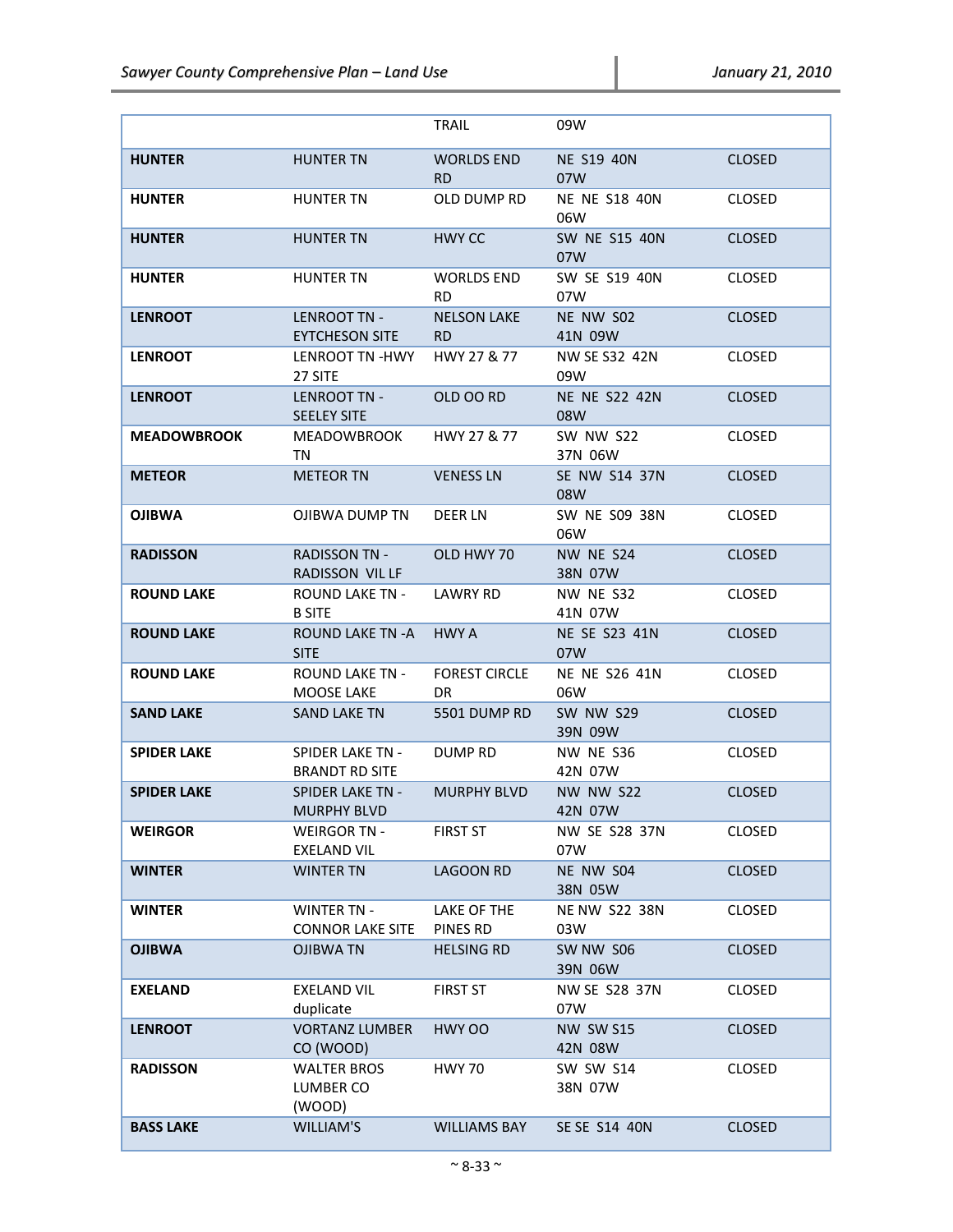| | | | | |
|---|---|---|---|---|
| | | TRAIL | 09W | |
| **HUNTER** | HUNTER TN | WORLDS END RD | NE S19 40N 07W | CLOSED |
| **HUNTER** | HUNTER TN | OLD DUMP RD | NE NE S18 40N 06W | CLOSED |
| **HUNTER** | HUNTER TN | HWY CC | SW NE S15 40N 07W | CLOSED |
| **HUNTER** | HUNTER TN | WORLDS END RD | SW SE S19 40N 07W | CLOSED |
| **LENROOT** | LENROOT TN - EYTCHESON SITE | NELSON LAKE RD | NE NW S02 41N 09W | CLOSED |
| **LENROOT** | LENROOT TN -HWY 27 SITE | HWY 27 & 77 | NW SE S32 42N 09W | CLOSED |
| **LENROOT** | LENROOT TN - SEELEY SITE | OLD OO RD | NE NE S22 42N 08W | CLOSED |
| **MEADOWBROOK** | MEADOWBROOK TN | HWY 27 & 77 | SW NW S22 37N 06W | CLOSED |
| **METEOR** | METEOR TN | VENESS LN | SE NW S14 37N 08W | CLOSED |
| **OJIBWA** | OJIBWA DUMP TN | DEER LN | SW NE S09 38N 06W | CLOSED |
| **RADISSON** | RADISSON TN - RADISSON VIL LF | OLD HWY 70 | NW NE S24 38N 07W | CLOSED |
| **ROUND LAKE** | ROUND LAKE TN - B SITE | LAWRY RD | NW NE S32 41N 07W | CLOSED |
| **ROUND LAKE** | ROUND LAKE TN -A SITE | HWY A | NE SE S23 41N 07W | CLOSED |
| **ROUND LAKE** | ROUND LAKE TN - MOOSE LAKE | FOREST CIRCLE DR | NE NE S26 41N 06W | CLOSED |
| **SAND LAKE** | SAND LAKE TN | 5501 DUMP RD | SW NW S29 39N 09W | CLOSED |
| **SPIDER LAKE** | SPIDER LAKE TN - BRANDT RD SITE | DUMP RD | NW NE S36 42N 07W | CLOSED |
| **SPIDER LAKE** | SPIDER LAKE TN - MURPHY BLVD | MURPHY BLVD | NW NW S22 42N 07W | CLOSED |
| **WEIRGOR** | WEIRGOR TN - EXELAND VIL | FIRST ST | NW SE S28 37N 07W | CLOSED |
| **WINTER** | WINTER TN | LAGOON RD | NE NW S04 38N 05W | CLOSED |
| **WINTER** | WINTER TN - CONNOR LAKE SITE | LAKE OF THE PINES RD | NE NW S22 38N 03W | CLOSED |
| **OJIBWA** | OJIBWA TN | HELSING RD | SW NW S06 39N 06W | CLOSED |
| **EXELAND** | EXELAND VIL duplicate | FIRST ST | NW SE S28 37N 07W | CLOSED |
| **LENROOT** | VORTANZ LUMBER CO (WOOD) | HWY OO | NW SW S15 42N 08W | CLOSED |
| **RADISSON** | WALTER BROS LUMBER CO (WOOD) | HWY 70 | SW SW S14 38N 07W | CLOSED |
| **BASS LAKE** | WILLIAM'S | WILLIAMS BAY | SE SE S14 40N | CLOSED |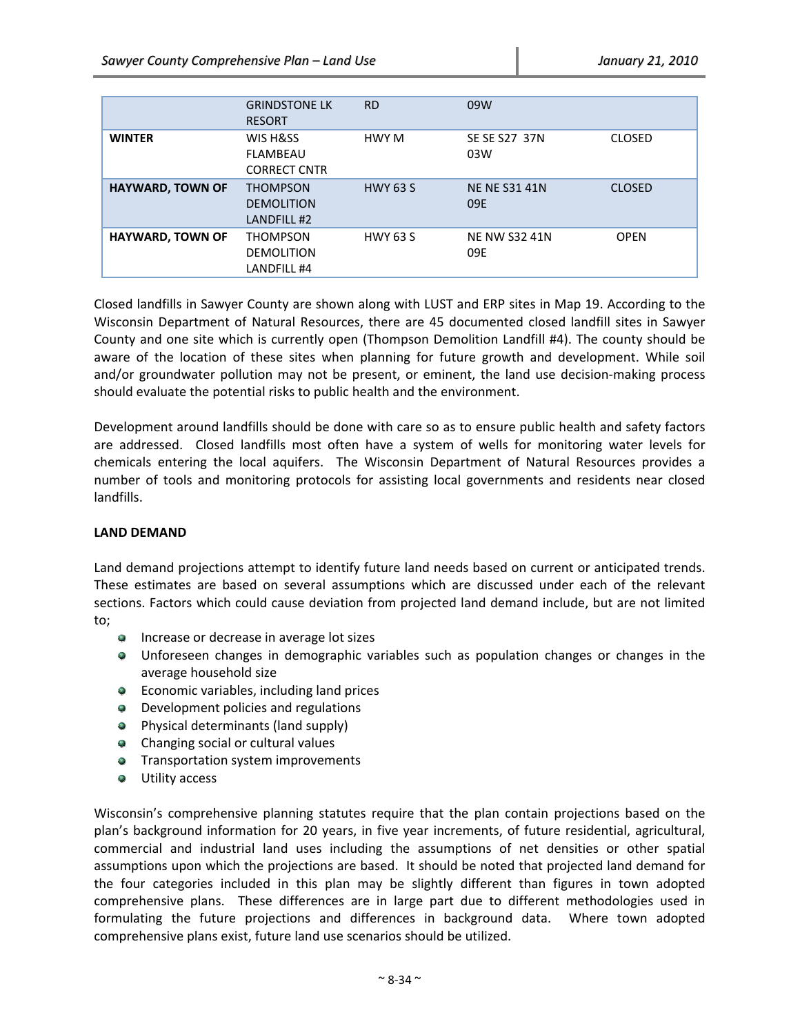| | | | | |
|---|---|---|---|---|
| | GRINDSTONE LK RESORT | RD | 09W | |
| **WINTER** | WIS H&SS FLAMBEAU CORRECT CNTR | HWY M | SE SE S27 37N 03W | CLOSED |
| **HAYWARD, TOWN OF** | THOMPSON DEMOLITION LANDFILL #2 | HWY 63 S | NE NE S31 41N 09E | CLOSED |
| **HAYWARD, TOWN OF** | THOMPSON DEMOLITION LANDFILL #4 | HWY 63 S | NE NW S32 41N 09E | OPEN |

Closed landfills in Sawyer County are shown along with LUST and ERP sites in Map 19. According to the Wisconsin Department of Natural Resources, there are 45 documented closed landfill sites in Sawyer County and one site which is currently open (Thompson Demolition Landfill #4). The county should be aware of the location of these sites when planning for future growth and development. While soil and/or groundwater pollution may not be present, or eminent, the land use decision-making process should evaluate the potential risks to public health and the environment.

Development around landfills should be done with care so as to ensure public health and safety factors are addressed. Closed landfills most often have a system of wells for monitoring water levels for chemicals entering the local aquifers. The Wisconsin Department of Natural Resources provides a number of tools and monitoring protocols for assisting local governments and residents near closed landfills.

**LAND DEMAND**

Land demand projections attempt to identify future land needs based on current or anticipated trends. These estimates are based on several assumptions which are discussed under each of the relevant sections. Factors which could cause deviation from projected land demand include, but are not limited to;

- Increase or decrease in average lot sizes
- Unforeseen changes in demographic variables such as population changes or changes in the average household size
- Economic variables, including land prices
- Development policies and regulations
- Physical determinants (land supply)
- Changing social or cultural values
- Transportation system improvements
- Utility access

Wisconsin's comprehensive planning statutes require that the plan contain projections based on the plan's background information for 20 years, in five year increments, of future residential, agricultural, commercial and industrial land uses including the assumptions of net densities or other spatial assumptions upon which the projections are based. It should be noted that projected land demand for the four categories included in this plan may be slightly different than figures in town adopted comprehensive plans. These differences are in large part due to different methodologies used in formulating the future projections and differences in background data. Where town adopted comprehensive plans exist, future land use scenarios should be utilized.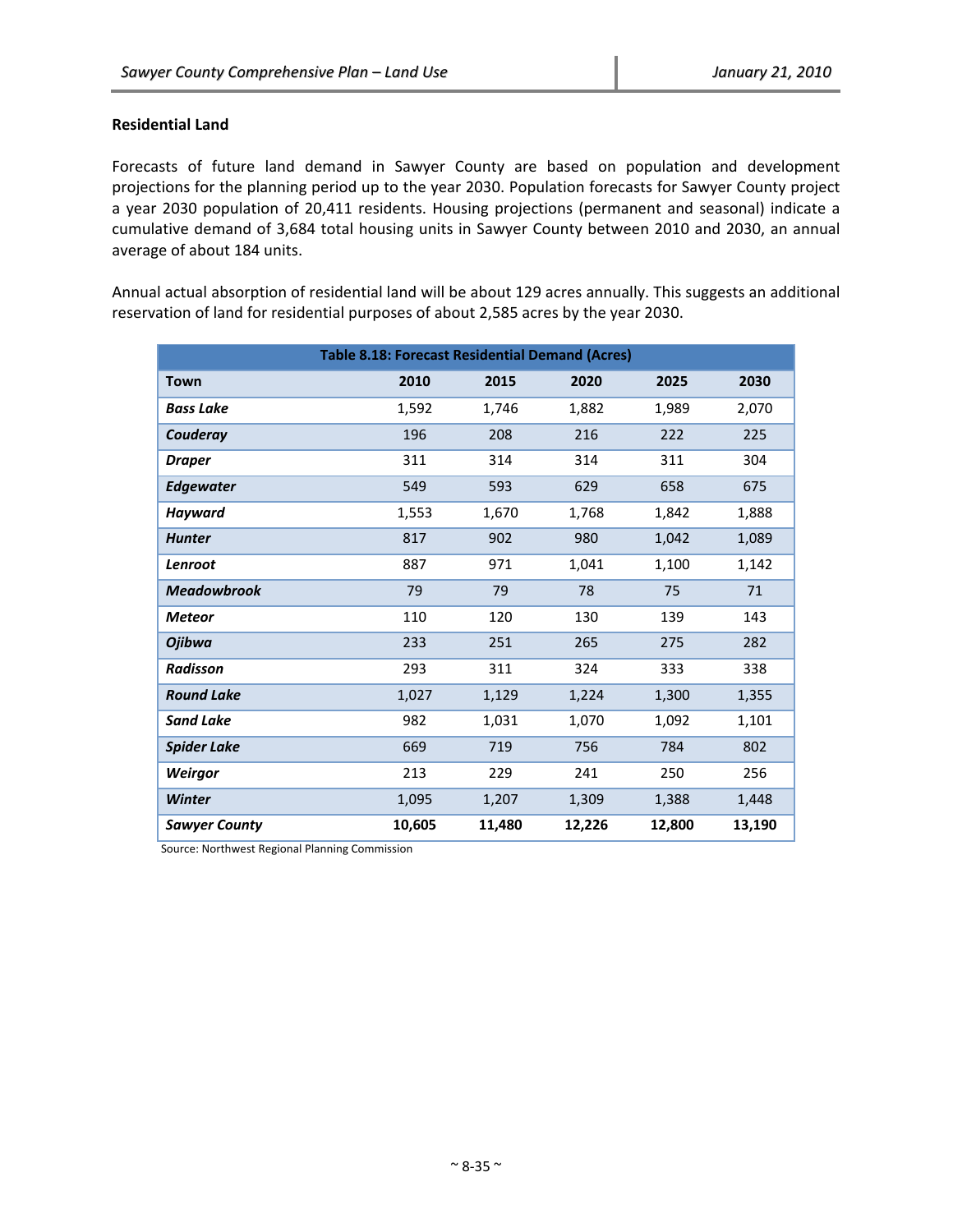### Residential Land

Forecasts of future land demand in Sawyer County are based on population and development projections for the planning period up to the year 2030. Population forecasts for Sawyer County project a year 2030 population of 20,411 residents. Housing projections (permanent and seasonal) indicate a cumulative demand of 3,684 total housing units in Sawyer County between 2010 and 2030, an annual average of about 184 units.

Annual actual absorption of residential land will be about 129 acres annually. This suggests an additional reservation of land for residential purposes of about 2,585 acres by the year 2030.

**Table 8.18: Forecast Residential Demand (Acres)**

| Town | 2010 | 2015 | 2020 | 2025 | 2030 |
|---|---|---|---|---|---|
| ***Bass Lake*** | 1,592 | 1,746 | 1,882 | 1,989 | 2,070 |
| ***Couderay*** | 196 | 208 | 216 | 222 | 225 |
| ***Draper*** | 311 | 314 | 314 | 311 | 304 |
| ***Edgewater*** | 549 | 593 | 629 | 658 | 675 |
| ***Hayward*** | 1,553 | 1,670 | 1,768 | 1,842 | 1,888 |
| ***Hunter*** | 817 | 902 | 980 | 1,042 | 1,089 |
| ***Lenroot*** | 887 | 971 | 1,041 | 1,100 | 1,142 |
| ***Meadowbrook*** | 79 | 79 | 78 | 75 | 71 |
| ***Meteor*** | 110 | 120 | 130 | 139 | 143 |
| ***Ojibwa*** | 233 | 251 | 265 | 275 | 282 |
| ***Radisson*** | 293 | 311 | 324 | 333 | 338 |
| ***Round Lake*** | 1,027 | 1,129 | 1,224 | 1,300 | 1,355 |
| ***Sand Lake*** | 982 | 1,031 | 1,070 | 1,092 | 1,101 |
| ***Spider Lake*** | 669 | 719 | 756 | 784 | 802 |
| ***Weirgor*** | 213 | 229 | 241 | 250 | 256 |
| ***Winter*** | 1,095 | 1,207 | 1,309 | 1,388 | 1,448 |
| ***Sawyer County*** | **10,605** | **11,480** | **12,226** | **12,800** | **13,190** |

Source: Northwest Regional Planning Commission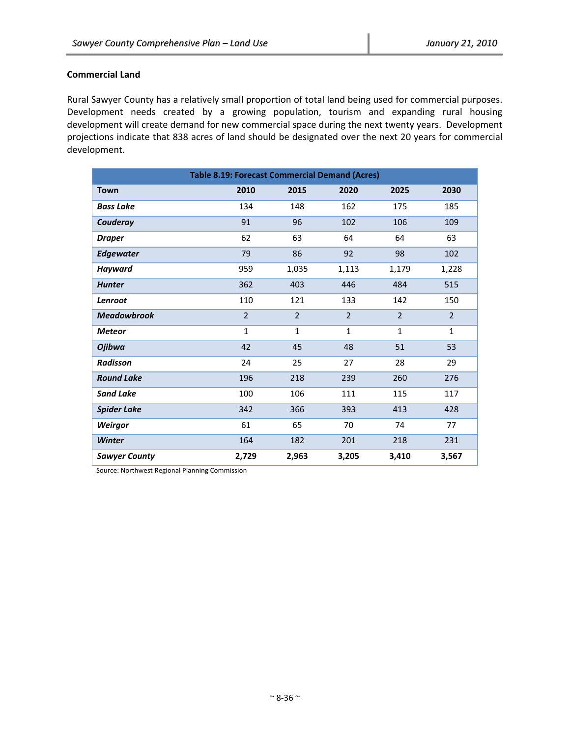### Commercial Land

Rural Sawyer County has a relatively small proportion of total land being used for commercial purposes. Development needs created by a growing population, tourism and expanding rural housing development will create demand for new commercial space during the next twenty years. Development projections indicate that 838 acres of land should be designated over the next 20 years for commercial development.

**Table 8.19: Forecast Commercial Demand (Acres)**

| Town | 2010 | 2015 | 2020 | 2025 | 2030 |
|---|---|---|---|---|---|
| ***Bass Lake*** | 134 | 148 | 162 | 175 | 185 |
| ***Couderay*** | 91 | 96 | 102 | 106 | 109 |
| ***Draper*** | 62 | 63 | 64 | 64 | 63 |
| ***Edgewater*** | 79 | 86 | 92 | 98 | 102 |
| ***Hayward*** | 959 | 1,035 | 1,113 | 1,179 | 1,228 |
| ***Hunter*** | 362 | 403 | 446 | 484 | 515 |
| ***Lenroot*** | 110 | 121 | 133 | 142 | 150 |
| ***Meadowbrook*** | 2 | 2 | 2 | 2 | 2 |
| ***Meteor*** | 1 | 1 | 1 | 1 | 1 |
| ***Ojibwa*** | 42 | 45 | 48 | 51 | 53 |
| ***Radisson*** | 24 | 25 | 27 | 28 | 29 |
| ***Round Lake*** | 196 | 218 | 239 | 260 | 276 |
| ***Sand Lake*** | 100 | 106 | 111 | 115 | 117 |
| ***Spider Lake*** | 342 | 366 | 393 | 413 | 428 |
| ***Weirgor*** | 61 | 65 | 70 | 74 | 77 |
| ***Winter*** | 164 | 182 | 201 | 218 | 231 |
| ***Sawyer County*** | **2,729** | **2,963** | **3,205** | **3,410** | **3,567** |

Source: Northwest Regional Planning Commission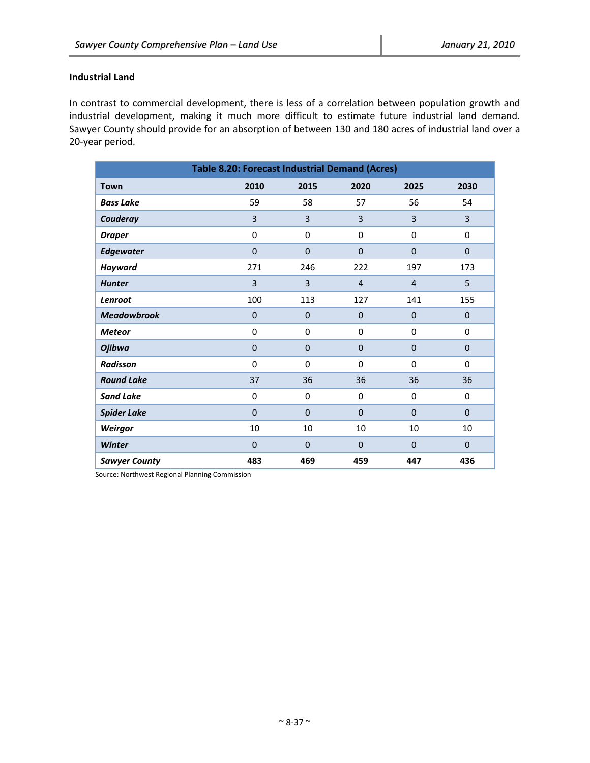### Industrial Land

In contrast to commercial development, there is less of a correlation between population growth and industrial development, making it much more difficult to estimate future industrial land demand. Sawyer County should provide for an absorption of between 130 and 180 acres of industrial land over a 20-year period.

**Table 8.20: Forecast Industrial Demand (Acres)**

| Town | 2010 | 2015 | 2020 | 2025 | 2030 |
|---|---|---|---|---|---|
| *Bass Lake* | 59 | 58 | 57 | 56 | 54 |
| *Couderay* | 3 | 3 | 3 | 3 | 3 |
| *Draper* | 0 | 0 | 0 | 0 | 0 |
| *Edgewater* | 0 | 0 | 0 | 0 | 0 |
| *Hayward* | 271 | 246 | 222 | 197 | 173 |
| *Hunter* | 3 | 3 | 4 | 4 | 5 |
| *Lenroot* | 100 | 113 | 127 | 141 | 155 |
| *Meadowbrook* | 0 | 0 | 0 | 0 | 0 |
| *Meteor* | 0 | 0 | 0 | 0 | 0 |
| *Ojibwa* | 0 | 0 | 0 | 0 | 0 |
| *Radisson* | 0 | 0 | 0 | 0 | 0 |
| *Round Lake* | 37 | 36 | 36 | 36 | 36 |
| *Sand Lake* | 0 | 0 | 0 | 0 | 0 |
| *Spider Lake* | 0 | 0 | 0 | 0 | 0 |
| *Weirgor* | 10 | 10 | 10 | 10 | 10 |
| *Winter* | 0 | 0 | 0 | 0 | 0 |
| ***Sawyer County*** | **483** | **469** | **459** | **447** | **436** |

Source: Northwest Regional Planning Commission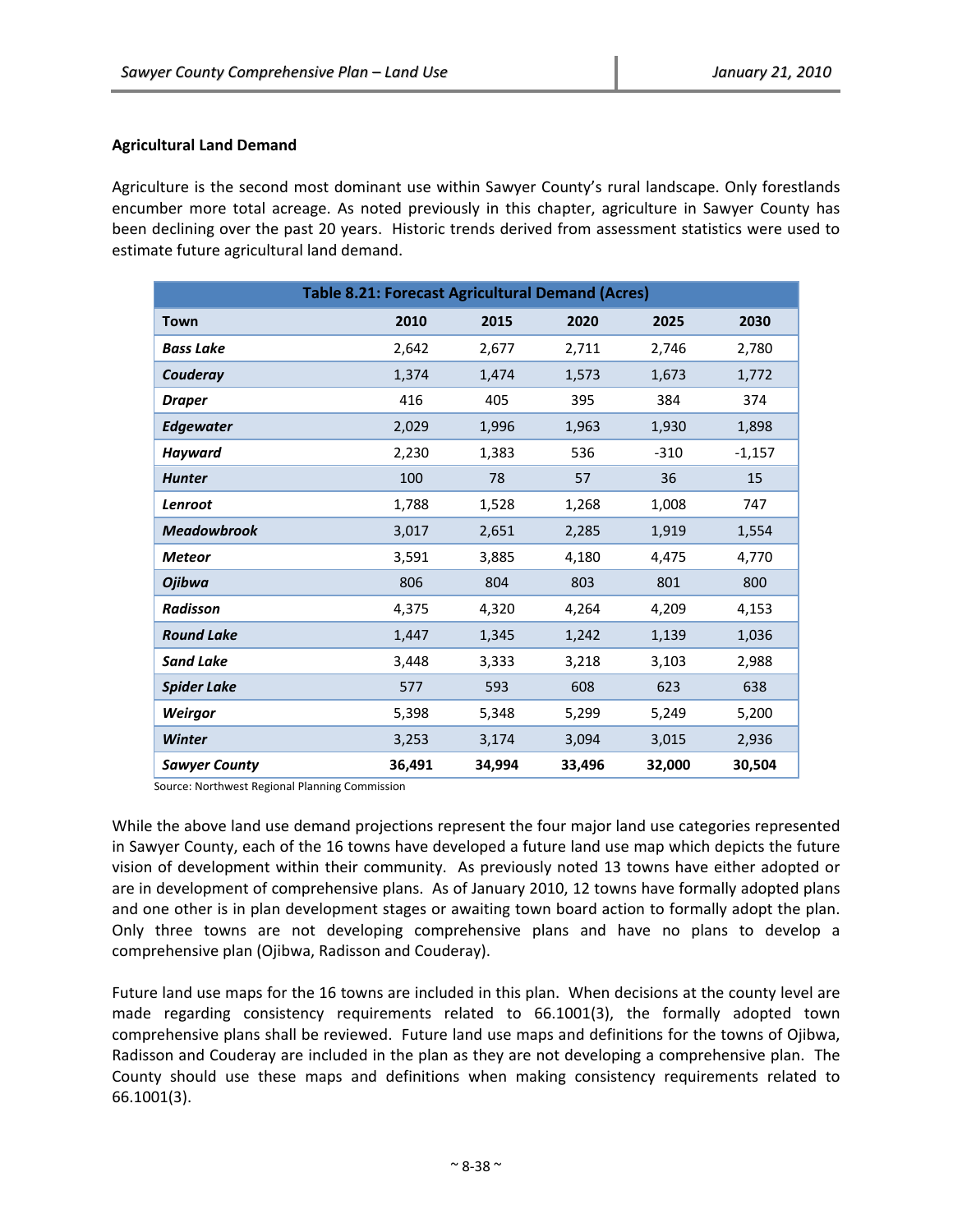### Agricultural Land Demand

Agriculture is the second most dominant use within Sawyer County's rural landscape. Only forestlands encumber more total acreage. As noted previously in this chapter, agriculture in Sawyer County has been declining over the past 20 years. Historic trends derived from assessment statistics were used to estimate future agricultural land demand.

**Table 8.21: Forecast Agricultural Demand (Acres)**

| Town | 2010 | 2015 | 2020 | 2025 | 2030 |
|---|---|---|---|---|---|
| ***Bass Lake*** | 2,642 | 2,677 | 2,711 | 2,746 | 2,780 |
| ***Couderay*** | 1,374 | 1,474 | 1,573 | 1,673 | 1,772 |
| ***Draper*** | 416 | 405 | 395 | 384 | 374 |
| ***Edgewater*** | 2,029 | 1,996 | 1,963 | 1,930 | 1,898 |
| ***Hayward*** | 2,230 | 1,383 | 536 | -310 | -1,157 |
| ***Hunter*** | 100 | 78 | 57 | 36 | 15 |
| ***Lenroot*** | 1,788 | 1,528 | 1,268 | 1,008 | 747 |
| ***Meadowbrook*** | 3,017 | 2,651 | 2,285 | 1,919 | 1,554 |
| ***Meteor*** | 3,591 | 3,885 | 4,180 | 4,475 | 4,770 |
| ***Ojibwa*** | 806 | 804 | 803 | 801 | 800 |
| ***Radisson*** | 4,375 | 4,320 | 4,264 | 4,209 | 4,153 |
| ***Round Lake*** | 1,447 | 1,345 | 1,242 | 1,139 | 1,036 |
| ***Sand Lake*** | 3,448 | 3,333 | 3,218 | 3,103 | 2,988 |
| ***Spider Lake*** | 577 | 593 | 608 | 623 | 638 |
| ***Weirgor*** | 5,398 | 5,348 | 5,299 | 5,249 | 5,200 |
| ***Winter*** | 3,253 | 3,174 | 3,094 | 3,015 | 2,936 |
| ***Sawyer County*** | **36,491** | **34,994** | **33,496** | **32,000** | **30,504** |

Source: Northwest Regional Planning Commission

While the above land use demand projections represent the four major land use categories represented in Sawyer County, each of the 16 towns have developed a future land use map which depicts the future vision of development within their community. As previously noted 13 towns have either adopted or are in development of comprehensive plans. As of January 2010, 12 towns have formally adopted plans and one other is in plan development stages or awaiting town board action to formally adopt the plan. Only three towns are not developing comprehensive plans and have no plans to develop a comprehensive plan (Ojibwa, Radisson and Couderay).

Future land use maps for the 16 towns are included in this plan. When decisions at the county level are made regarding consistency requirements related to 66.1001(3), the formally adopted town comprehensive plans shall be reviewed. Future land use maps and definitions for the towns of Ojibwa, Radisson and Couderay are included in the plan as they are not developing a comprehensive plan. The County should use these maps and definitions when making consistency requirements related to 66.1001(3).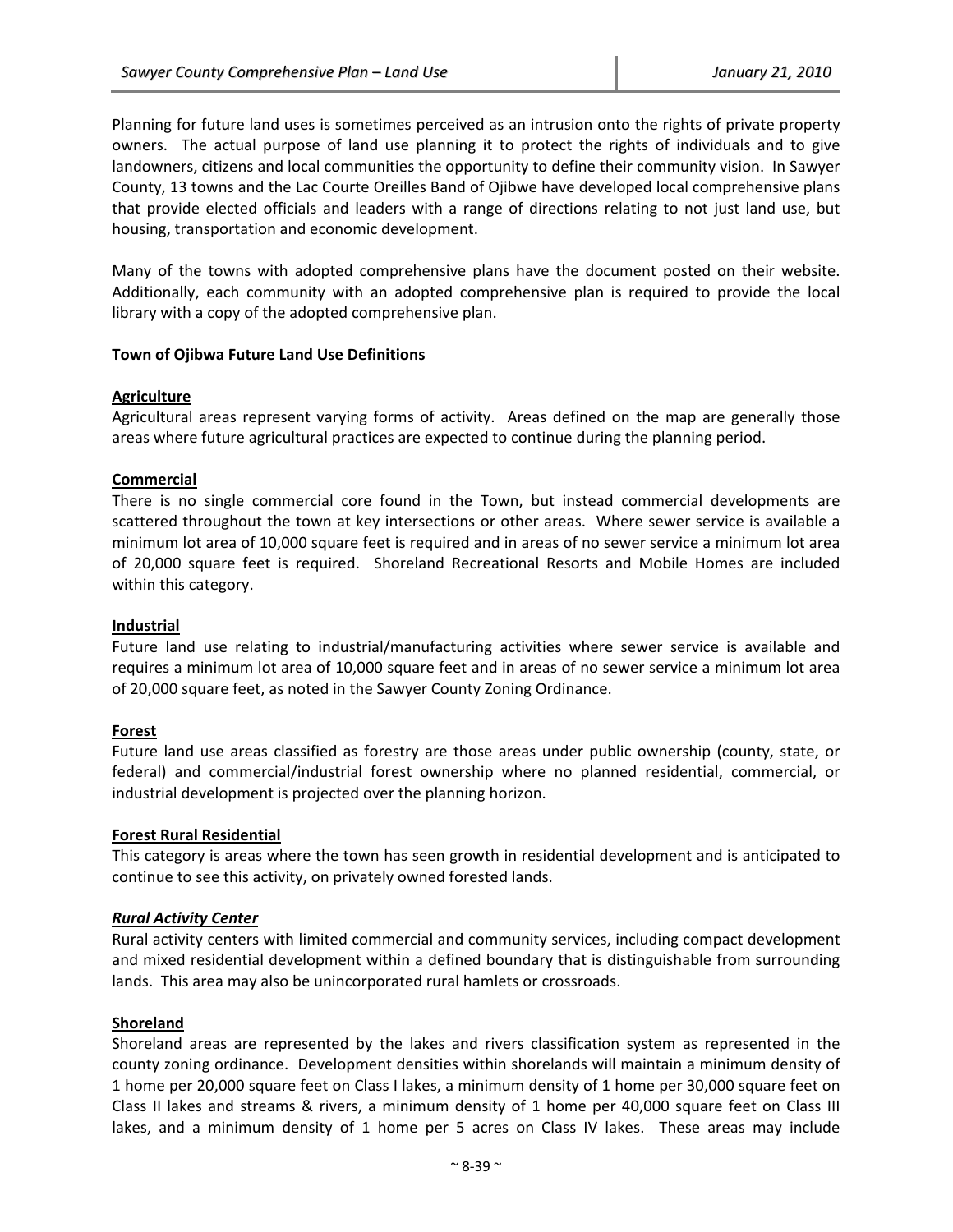Planning for future land uses is sometimes perceived as an intrusion onto the rights of private property owners. The actual purpose of land use planning it to protect the rights of individuals and to give landowners, citizens and local communities the opportunity to define their community vision. In Sawyer County, 13 towns and the Lac Courte Oreilles Band of Ojibwe have developed local comprehensive plans that provide elected officials and leaders with a range of directions relating to not just land use, but housing, transportation and economic development.

Many of the towns with adopted comprehensive plans have the document posted on their website. Additionally, each community with an adopted comprehensive plan is required to provide the local library with a copy of the adopted comprehensive plan.

**Town of Ojibwa Future Land Use Definitions**

**Agriculture**

Agricultural areas represent varying forms of activity. Areas defined on the map are generally those areas where future agricultural practices are expected to continue during the planning period.

**Commercial**

There is no single commercial core found in the Town, but instead commercial developments are scattered throughout the town at key intersections or other areas. Where sewer service is available a minimum lot area of 10,000 square feet is required and in areas of no sewer service a minimum lot area of 20,000 square feet is required. Shoreland Recreational Resorts and Mobile Homes are included within this category.

**Industrial**

Future land use relating to industrial/manufacturing activities where sewer service is available and requires a minimum lot area of 10,000 square feet and in areas of no sewer service a minimum lot area of 20,000 square feet, as noted in the Sawyer County Zoning Ordinance.

**Forest**

Future land use areas classified as forestry are those areas under public ownership (county, state, or federal) and commercial/industrial forest ownership where no planned residential, commercial, or industrial development is projected over the planning horizon.

**Forest Rural Residential**

This category is areas where the town has seen growth in residential development and is anticipated to continue to see this activity, on privately owned forested lands.

***Rural Activity Center***

Rural activity centers with limited commercial and community services, including compact development and mixed residential development within a defined boundary that is distinguishable from surrounding lands. This area may also be unincorporated rural hamlets or crossroads.

**Shoreland**

Shoreland areas are represented by the lakes and rivers classification system as represented in the county zoning ordinance. Development densities within shorelands will maintain a minimum density of 1 home per 20,000 square feet on Class I lakes, a minimum density of 1 home per 30,000 square feet on Class II lakes and streams & rivers, a minimum density of 1 home per 40,000 square feet on Class III lakes, and a minimum density of 1 home per 5 acres on Class IV lakes. These areas may include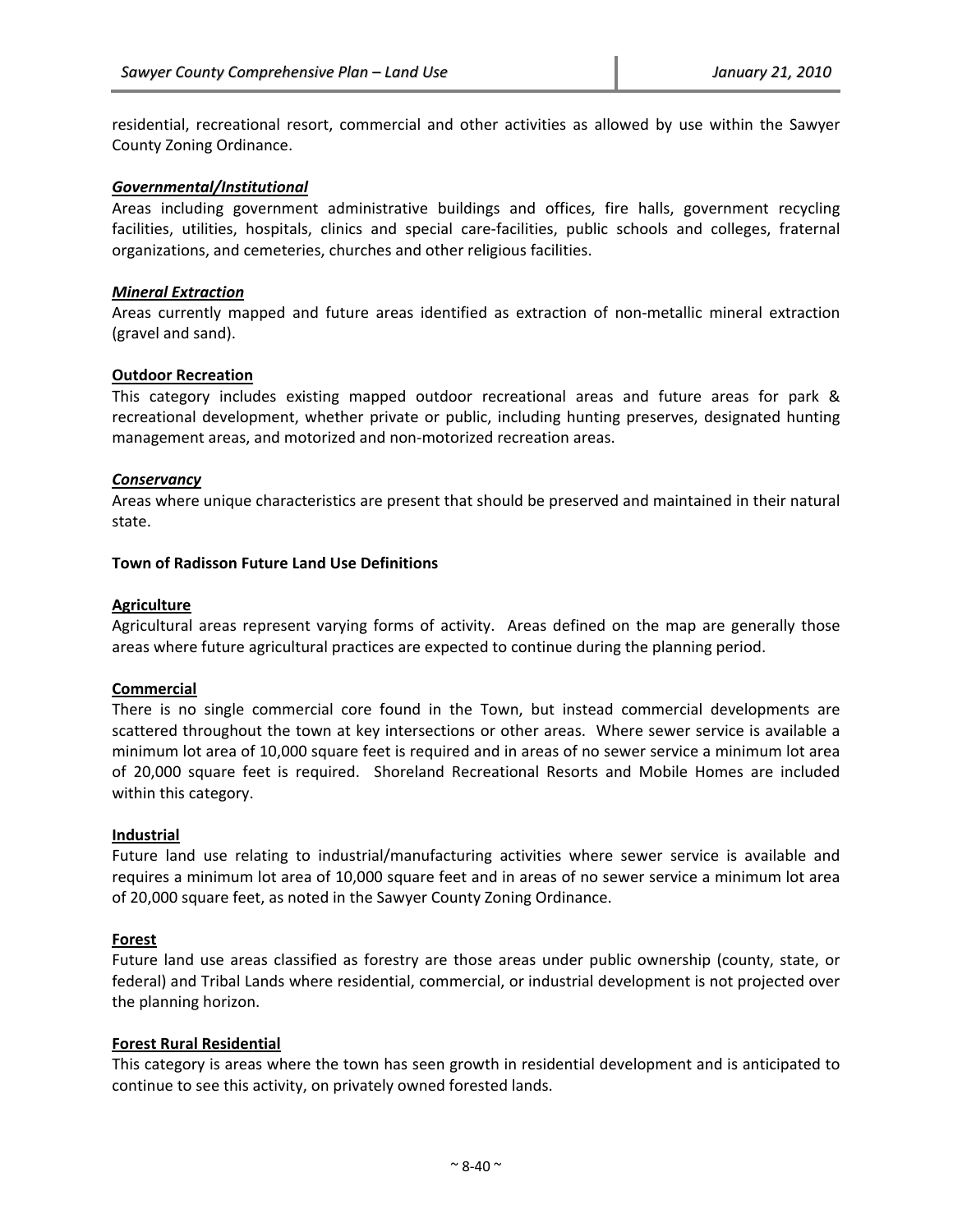residential, recreational resort, commercial and other activities as allowed by use within the Sawyer County Zoning Ordinance.

***Governmental/Institutional***

Areas including government administrative buildings and offices, fire halls, government recycling facilities, utilities, hospitals, clinics and special care-facilities, public schools and colleges, fraternal organizations, and cemeteries, churches and other religious facilities.

***Mineral Extraction***

Areas currently mapped and future areas identified as extraction of non-metallic mineral extraction (gravel and sand).

**Outdoor Recreation**

This category includes existing mapped outdoor recreational areas and future areas for park & recreational development, whether private or public, including hunting preserves, designated hunting management areas, and motorized and non-motorized recreation areas.

***Conservancy***

Areas where unique characteristics are present that should be preserved and maintained in their natural state.

**Town of Radisson Future Land Use Definitions**

**Agriculture**

Agricultural areas represent varying forms of activity. Areas defined on the map are generally those areas where future agricultural practices are expected to continue during the planning period.

**Commercial**

There is no single commercial core found in the Town, but instead commercial developments are scattered throughout the town at key intersections or other areas. Where sewer service is available a minimum lot area of 10,000 square feet is required and in areas of no sewer service a minimum lot area of 20,000 square feet is required. Shoreland Recreational Resorts and Mobile Homes are included within this category.

**Industrial**

Future land use relating to industrial/manufacturing activities where sewer service is available and requires a minimum lot area of 10,000 square feet and in areas of no sewer service a minimum lot area of 20,000 square feet, as noted in the Sawyer County Zoning Ordinance.

**Forest**

Future land use areas classified as forestry are those areas under public ownership (county, state, or federal) and Tribal Lands where residential, commercial, or industrial development is not projected over the planning horizon.

**Forest Rural Residential**

This category is areas where the town has seen growth in residential development and is anticipated to continue to see this activity, on privately owned forested lands.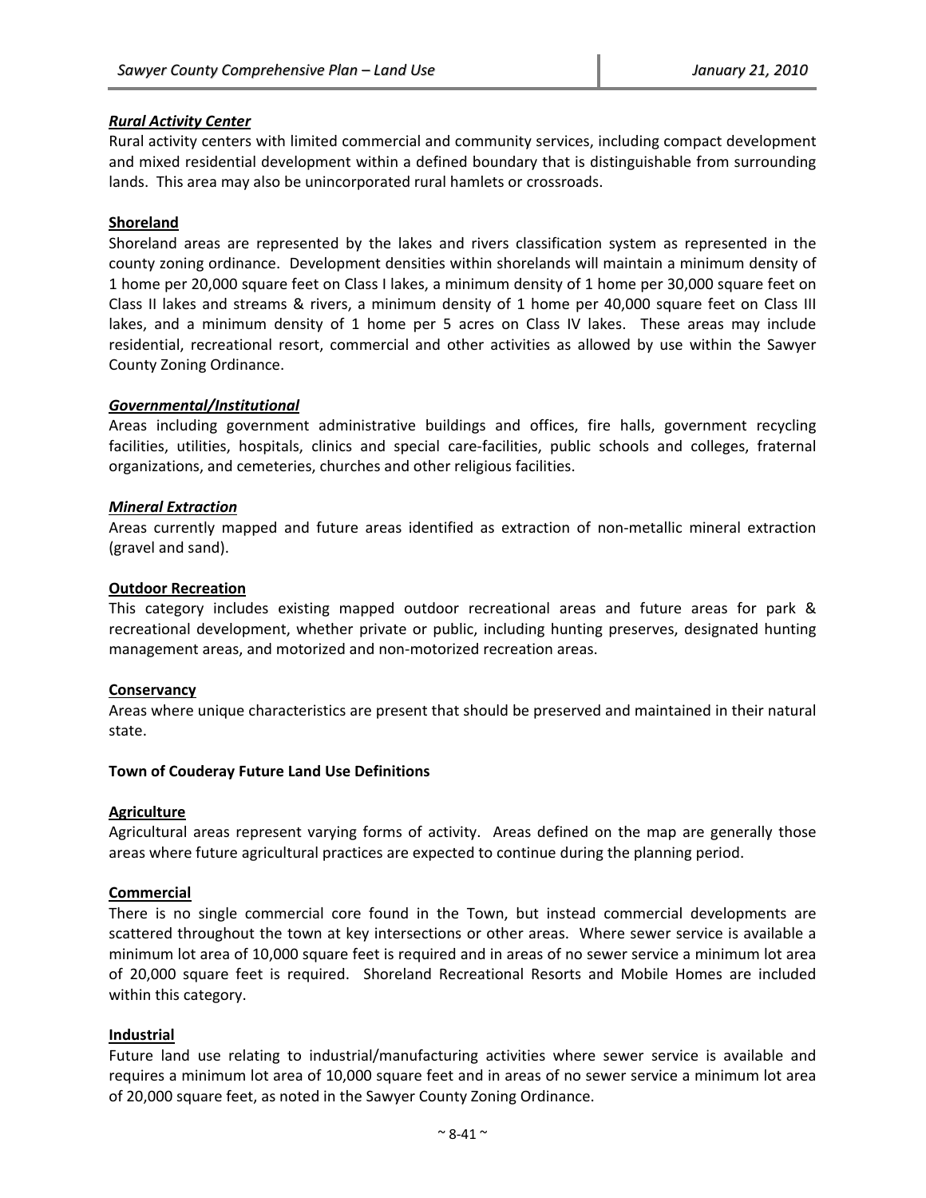***Rural Activity Center***

Rural activity centers with limited commercial and community services, including compact development and mixed residential development within a defined boundary that is distinguishable from surrounding lands. This area may also be unincorporated rural hamlets or crossroads.

**Shoreland**

Shoreland areas are represented by the lakes and rivers classification system as represented in the county zoning ordinance. Development densities within shorelands will maintain a minimum density of 1 home per 20,000 square feet on Class I lakes, a minimum density of 1 home per 30,000 square feet on Class II lakes and streams & rivers, a minimum density of 1 home per 40,000 square feet on Class III lakes, and a minimum density of 1 home per 5 acres on Class IV lakes. These areas may include residential, recreational resort, commercial and other activities as allowed by use within the Sawyer County Zoning Ordinance.

***Governmental/Institutional***

Areas including government administrative buildings and offices, fire halls, government recycling facilities, utilities, hospitals, clinics and special care-facilities, public schools and colleges, fraternal organizations, and cemeteries, churches and other religious facilities.

***Mineral Extraction***

Areas currently mapped and future areas identified as extraction of non-metallic mineral extraction (gravel and sand).

**Outdoor Recreation**

This category includes existing mapped outdoor recreational areas and future areas for park & recreational development, whether private or public, including hunting preserves, designated hunting management areas, and motorized and non-motorized recreation areas.

**Conservancy**

Areas where unique characteristics are present that should be preserved and maintained in their natural state.

**Town of Couderay Future Land Use Definitions**

**Agriculture**

Agricultural areas represent varying forms of activity. Areas defined on the map are generally those areas where future agricultural practices are expected to continue during the planning period.

**Commercial**

There is no single commercial core found in the Town, but instead commercial developments are scattered throughout the town at key intersections or other areas. Where sewer service is available a minimum lot area of 10,000 square feet is required and in areas of no sewer service a minimum lot area of 20,000 square feet is required. Shoreland Recreational Resorts and Mobile Homes are included within this category.

**Industrial**

Future land use relating to industrial/manufacturing activities where sewer service is available and requires a minimum lot area of 10,000 square feet and in areas of no sewer service a minimum lot area of 20,000 square feet, as noted in the Sawyer County Zoning Ordinance.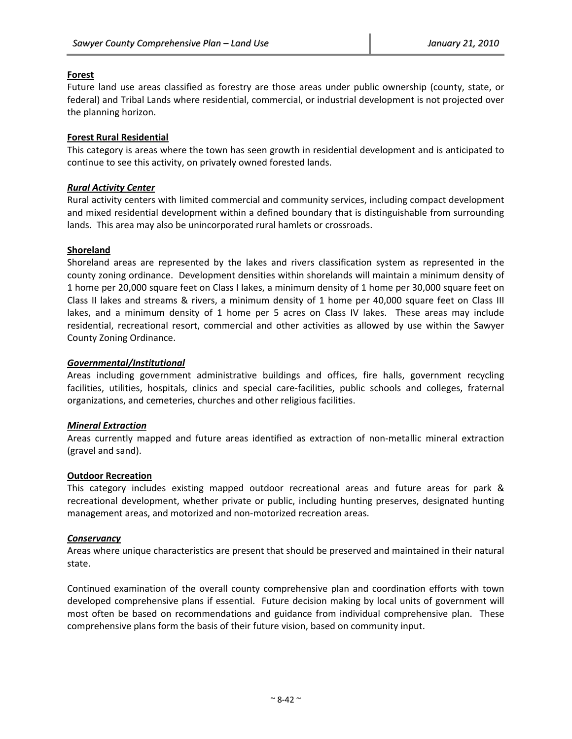**Forest**

Future land use areas classified as forestry are those areas under public ownership (county, state, or federal) and Tribal Lands where residential, commercial, or industrial development is not projected over the planning horizon.

**Forest Rural Residential**

This category is areas where the town has seen growth in residential development and is anticipated to continue to see this activity, on privately owned forested lands.

***Rural Activity Center***

Rural activity centers with limited commercial and community services, including compact development and mixed residential development within a defined boundary that is distinguishable from surrounding lands. This area may also be unincorporated rural hamlets or crossroads.

**Shoreland**

Shoreland areas are represented by the lakes and rivers classification system as represented in the county zoning ordinance. Development densities within shorelands will maintain a minimum density of 1 home per 20,000 square feet on Class I lakes, a minimum density of 1 home per 30,000 square feet on Class II lakes and streams & rivers, a minimum density of 1 home per 40,000 square feet on Class III lakes, and a minimum density of 1 home per 5 acres on Class IV lakes. These areas may include residential, recreational resort, commercial and other activities as allowed by use within the Sawyer County Zoning Ordinance.

***Governmental/Institutional***

Areas including government administrative buildings and offices, fire halls, government recycling facilities, utilities, hospitals, clinics and special care-facilities, public schools and colleges, fraternal organizations, and cemeteries, churches and other religious facilities.

***Mineral Extraction***

Areas currently mapped and future areas identified as extraction of non-metallic mineral extraction (gravel and sand).

**Outdoor Recreation**

This category includes existing mapped outdoor recreational areas and future areas for park & recreational development, whether private or public, including hunting preserves, designated hunting management areas, and motorized and non-motorized recreation areas.

***Conservancy***

Areas where unique characteristics are present that should be preserved and maintained in their natural state.

Continued examination of the overall county comprehensive plan and coordination efforts with town developed comprehensive plans if essential. Future decision making by local units of government will most often be based on recommendations and guidance from individual comprehensive plan. These comprehensive plans form the basis of their future vision, based on community input.